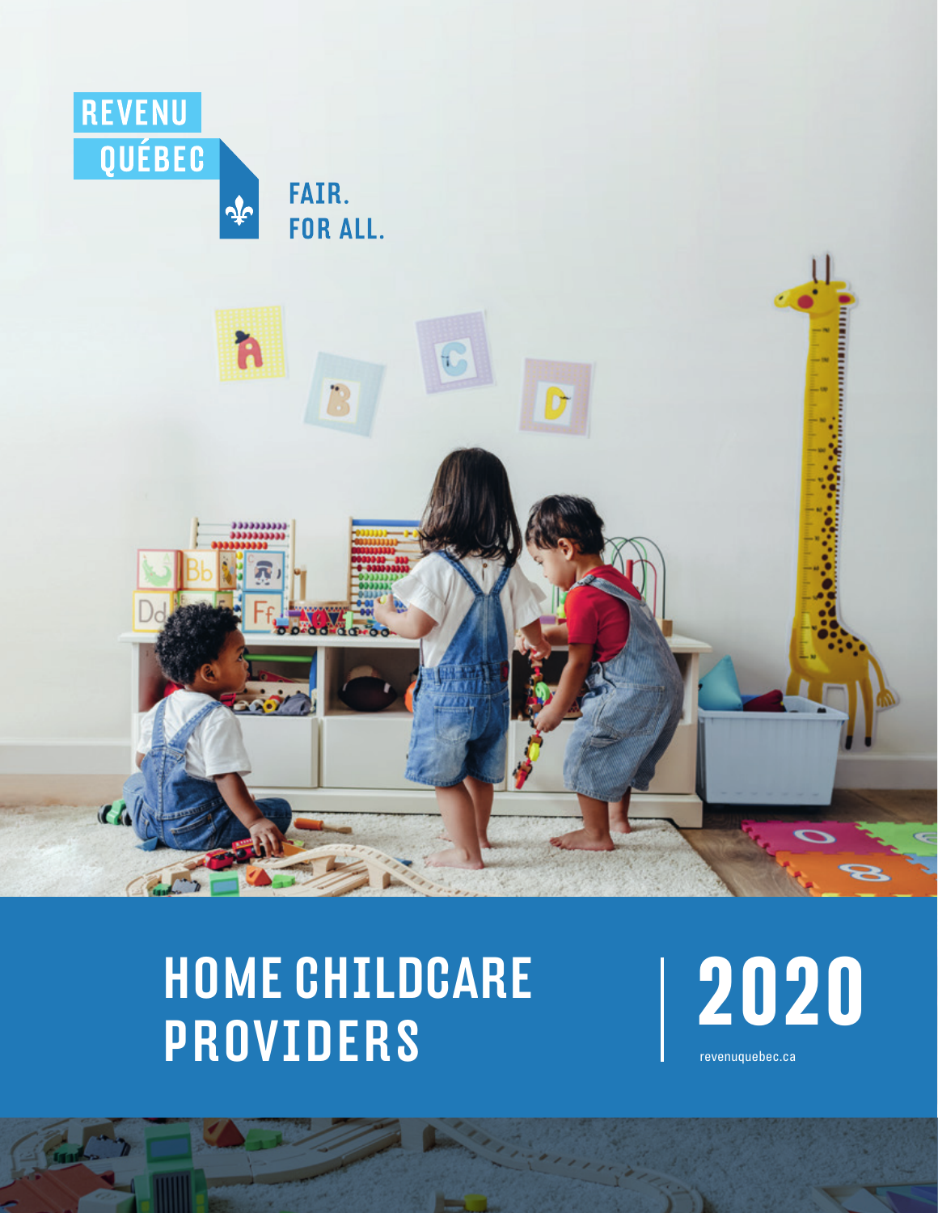REVENU QUÉBEC

FAIR.
FOR ALL.

# HOME CHILDCARE PROVIDERS

# 2020

revenuquebec.ca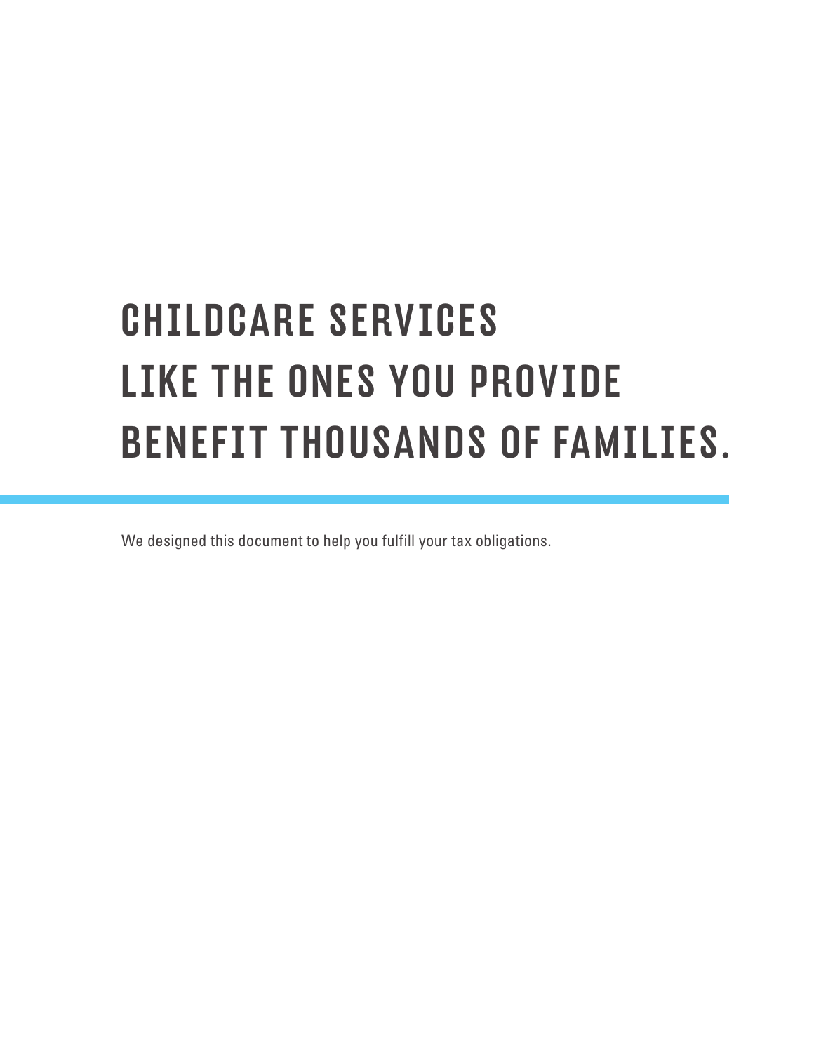# CHILDCARE SERVICES LIKE THE ONES YOU PROVIDE BENEFIT THOUSANDS OF FAMILIES.

We designed this document to help you fulfill your tax obligations.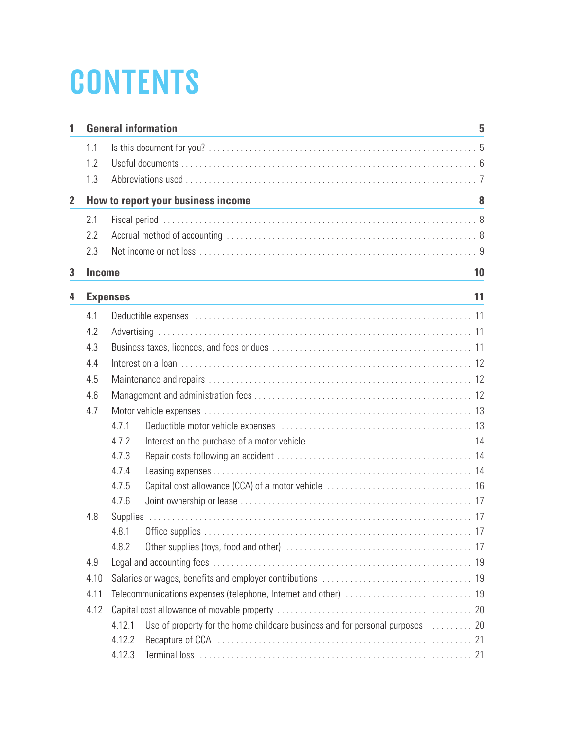# CONTENTS

| | | |
|---|---|---|
| **1** | **General information** | **5** |
| 1.1 | Is this document for you? | 5 |
| 1.2 | Useful documents | 6 |
| 1.3 | Abbreviations used | 7 |
| **2** | **How to report your business income** | **8** |
| 2.1 | Fiscal period | 8 |
| 2.2 | Accrual method of accounting | 8 |
| 2.3 | Net income or net loss | 9 |
| **3** | **Income** | **10** |
| **4** | **Expenses** | **11** |
| 4.1 | Deductible expenses | 11 |
| 4.2 | Advertising | 11 |
| 4.3 | Business taxes, licences, and fees or dues | 11 |
| 4.4 | Interest on a loan | 12 |
| 4.5 | Maintenance and repairs | 12 |
| 4.6 | Management and administration fees | 12 |
| 4.7 | Motor vehicle expenses | 13 |
| 4.7.1 | Deductible motor vehicle expenses | 13 |
| 4.7.2 | Interest on the purchase of a motor vehicle | 14 |
| 4.7.3 | Repair costs following an accident | 14 |
| 4.7.4 | Leasing expenses | 14 |
| 4.7.5 | Capital cost allowance (CCA) of a motor vehicle | 16 |
| 4.7.6 | Joint ownership or lease | 17 |
| 4.8 | Supplies | 17 |
| 4.8.1 | Office supplies | 17 |
| 4.8.2 | Other supplies (toys, food and other) | 17 |
| 4.9 | Legal and accounting fees | 19 |
| 4.10 | Salaries or wages, benefits and employer contributions | 19 |
| 4.11 | Telecommunications expenses (telephone, Internet and other) | 19 |
| 4.12 | Capital cost allowance of movable property | 20 |
| 4.12.1 | Use of property for the home childcare business and for personal purposes | 20 |
| 4.12.2 | Recapture of CCA | 21 |
| 4.12.3 | Terminal loss | 21 |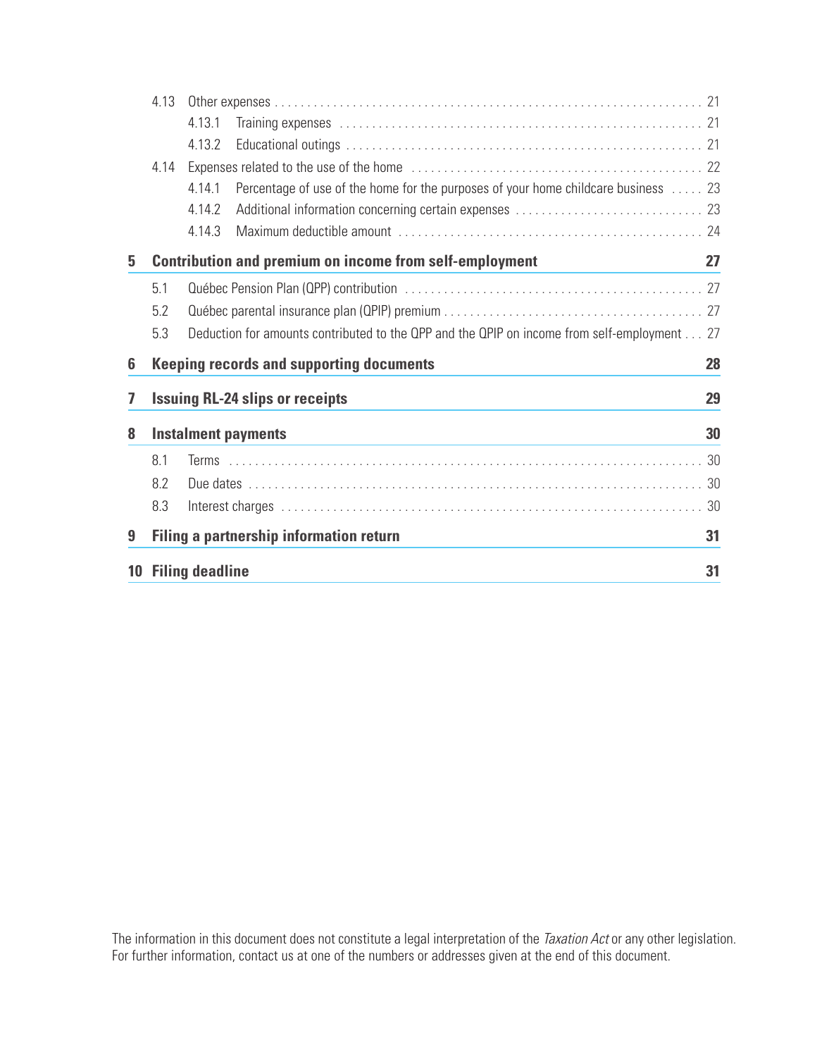4.13 Other expenses . . . . . 21

4.13.1 Training expenses . . . . . 21

4.13.2 Educational outings . . . . . 21

4.14 Expenses related to the use of the home . . . . . 22

4.14.1 Percentage of use of the home for the purposes of your home childcare business . . . . . 23

4.14.2 Additional information concerning certain expenses . . . . . 23

4.14.3 Maximum deductible amount . . . . . 24

**5 Contribution and premium on income from self-employment 27**

5.1 Québec Pension Plan (QPP) contribution . . . . . 27

5.2 Québec parental insurance plan (QPIP) premium . . . . . 27

5.3 Deduction for amounts contributed to the QPP and the QPIP on income from self-employment . . . 27

**6 Keeping records and supporting documents 28**

**7 Issuing RL-24 slips or receipts 29**

**8 Instalment payments 30**

8.1 Terms . . . . . 30

8.2 Due dates . . . . . 30

8.3 Interest charges . . . . . 30

**9 Filing a partnership information return 31**

**10 Filing deadline 31**

The information in this document does not constitute a legal interpretation of the *Taxation Act* or any other legislation. For further information, contact us at one of the numbers or addresses given at the end of this document.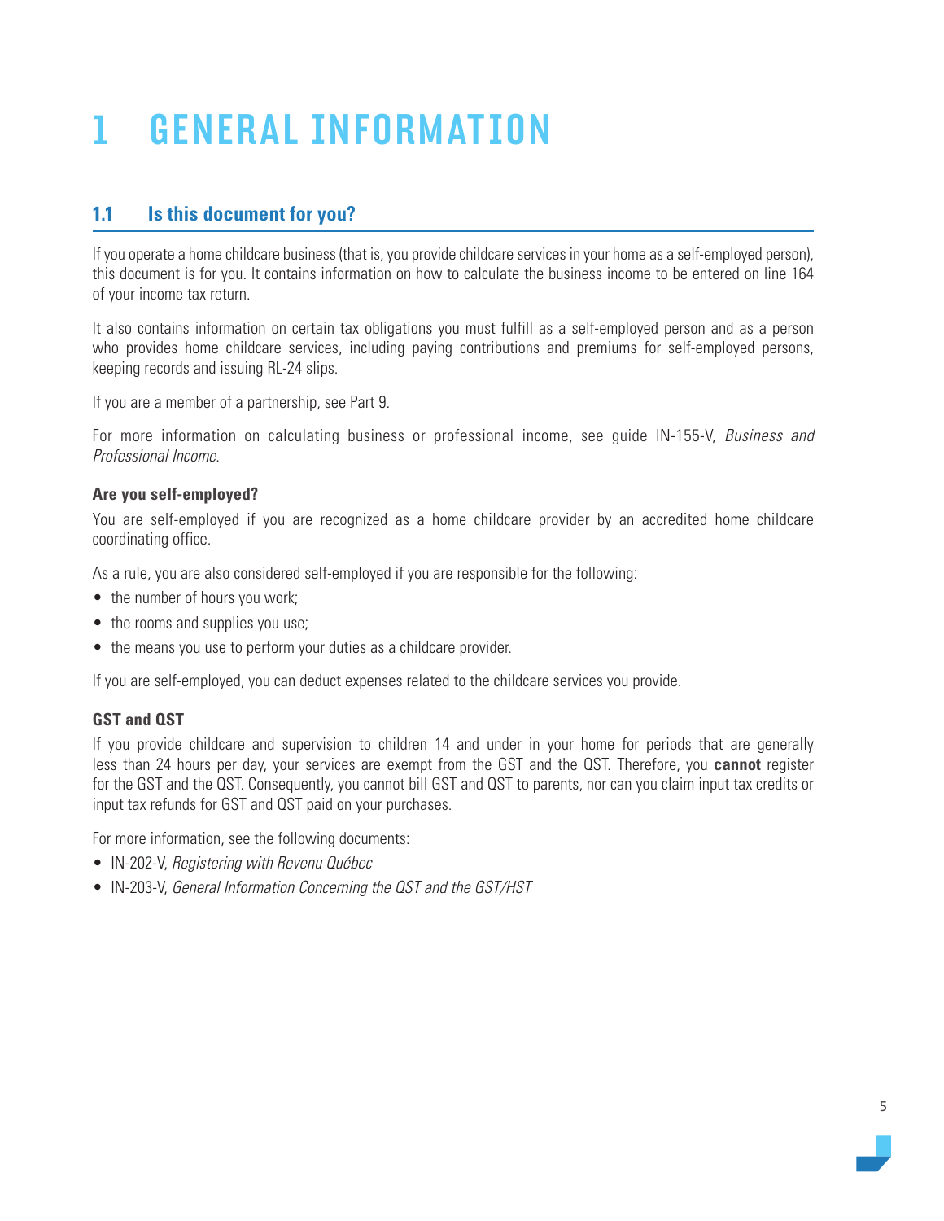# 1 GENERAL INFORMATION

## 1.1 Is this document for you?

If you operate a home childcare business (that is, you provide childcare services in your home as a self-employed person), this document is for you. It contains information on how to calculate the business income to be entered on line 164 of your income tax return.

It also contains information on certain tax obligations you must fulfill as a self-employed person and as a person who provides home childcare services, including paying contributions and premiums for self-employed persons, keeping records and issuing RL-24 slips.

If you are a member of a partnership, see Part 9.

For more information on calculating business or professional income, see guide IN-155-V, *Business and Professional Income*.

### Are you self-employed?

You are self-employed if you are recognized as a home childcare provider by an accredited home childcare coordinating office.

As a rule, you are also considered self-employed if you are responsible for the following:

- the number of hours you work;
- the rooms and supplies you use;
- the means you use to perform your duties as a childcare provider.

If you are self-employed, you can deduct expenses related to the childcare services you provide.

### GST and QST

If you provide childcare and supervision to children 14 and under in your home for periods that are generally less than 24 hours per day, your services are exempt from the GST and the QST. Therefore, you **cannot** register for the GST and the QST. Consequently, you cannot bill GST and QST to parents, nor can you claim input tax credits or input tax refunds for GST and QST paid on your purchases.

For more information, see the following documents:

- IN-202-V, *Registering with Revenu Québec*
- IN-203-V, *General Information Concerning the QST and the GST/HST*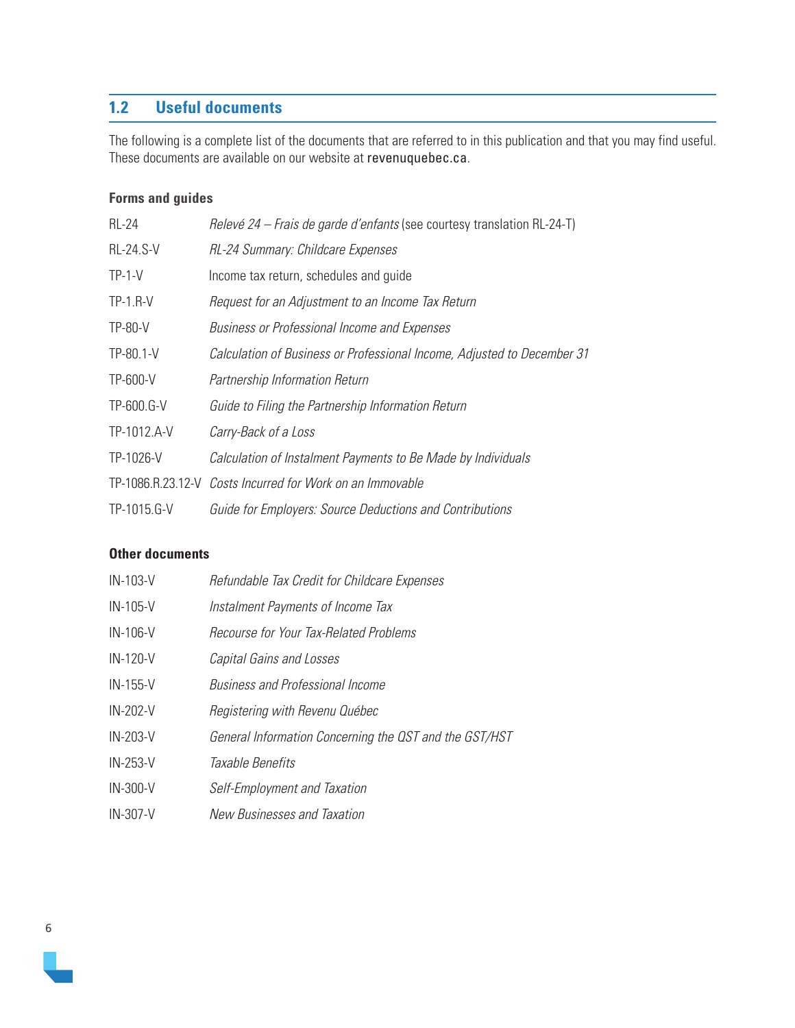## 1.2 Useful documents

The following is a complete list of the documents that are referred to in this publication and that you may find useful. These documents are available on our website at revenuquebec.ca.

### Forms and guides

| | |
|---|---|
| RL-24 | *Relevé 24 – Frais de garde d'enfants* (see courtesy translation RL-24-T) |
| RL-24.S-V | *RL-24 Summary: Childcare Expenses* |
| TP-1-V | Income tax return, schedules and guide |
| TP-1.R-V | *Request for an Adjustment to an Income Tax Return* |
| TP-80-V | *Business or Professional Income and Expenses* |
| TP-80.1-V | *Calculation of Business or Professional Income, Adjusted to December 31* |
| TP-600-V | *Partnership Information Return* |
| TP-600.G-V | *Guide to Filing the Partnership Information Return* |
| TP-1012.A-V | *Carry-Back of a Loss* |
| TP-1026-V | *Calculation of Instalment Payments to Be Made by Individuals* |
| TP-1086.R.23.12-V | *Costs Incurred for Work on an Immovable* |
| TP-1015.G-V | *Guide for Employers: Source Deductions and Contributions* |

### Other documents

| | |
|---|---|
| IN-103-V | *Refundable Tax Credit for Childcare Expenses* |
| IN-105-V | *Instalment Payments of Income Tax* |
| IN-106-V | *Recourse for Your Tax-Related Problems* |
| IN-120-V | *Capital Gains and Losses* |
| IN-155-V | *Business and Professional Income* |
| IN-202-V | *Registering with Revenu Québec* |
| IN-203-V | *General Information Concerning the QST and the GST/HST* |
| IN-253-V | *Taxable Benefits* |
| IN-300-V | *Self-Employment and Taxation* |
| IN-307-V | *New Businesses and Taxation* |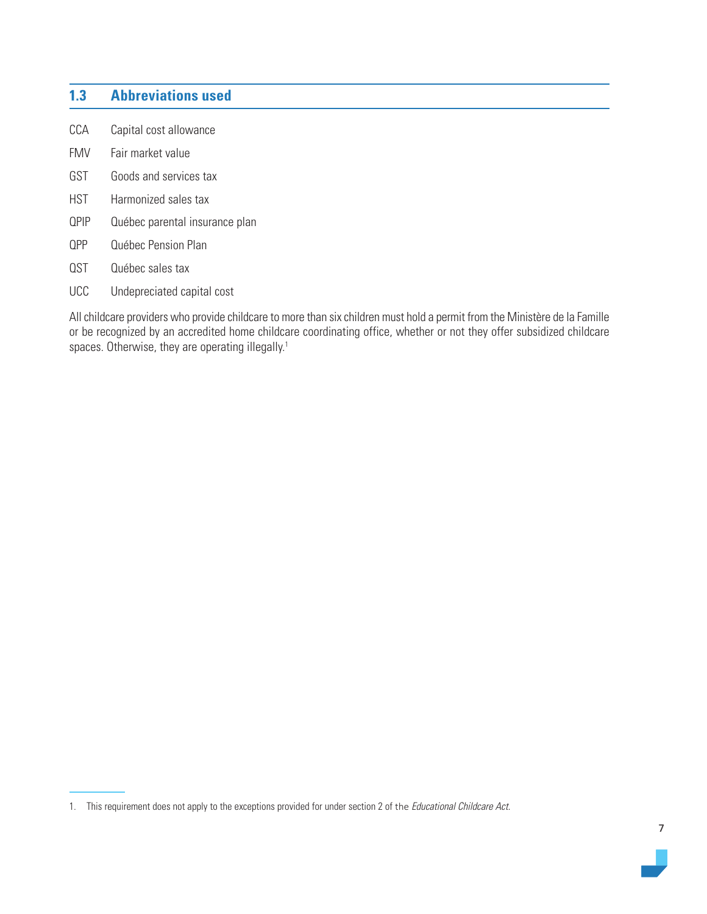## 1.3 Abbreviations used

| | |
|---|---|
| CCA | Capital cost allowance |
| FMV | Fair market value |
| GST | Goods and services tax |
| HST | Harmonized sales tax |
| QPIP | Québec parental insurance plan |
| QPP | Québec Pension Plan |
| QST | Québec sales tax |
| UCC | Undepreciated capital cost |

All childcare providers who provide childcare to more than six children must hold a permit from the Ministère de la Famille or be recognized by an accredited home childcare coordinating office, whether or not they offer subsidized childcare spaces. Otherwise, they are operating illegally.[1]

1. This requirement does not apply to the exceptions provided for under section 2 of the *Educational Childcare Act*.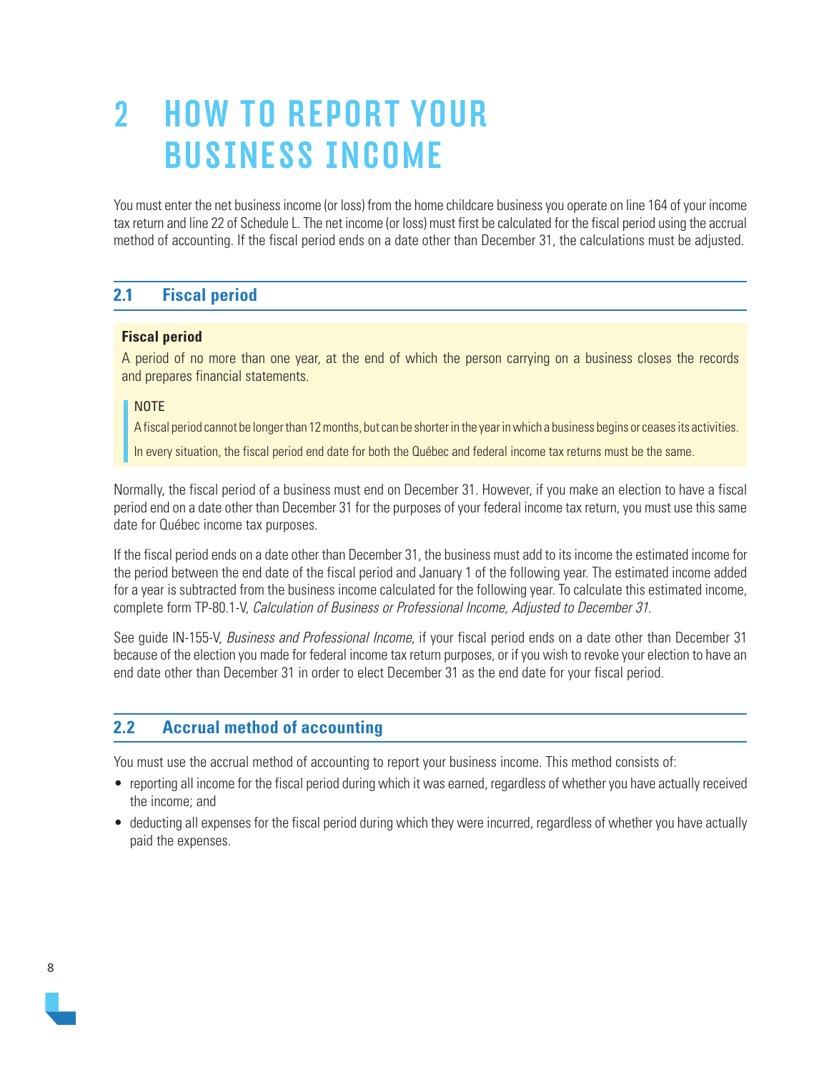# 2 HOW TO REPORT YOUR BUSINESS INCOME

You must enter the net business income (or loss) from the home childcare business you operate on line 164 of your income tax return and line 22 of Schedule L. The net income (or loss) must first be calculated for the fiscal period using the accrual method of accounting. If the fiscal period ends on a date other than December 31, the calculations must be adjusted.

## 2.1 Fiscal period

**Fiscal period**

A period of no more than one year, at the end of which the person carrying on a business closes the records and prepares financial statements.

> NOTE
>
> A fiscal period cannot be longer than 12 months, but can be shorter in the year in which a business begins or ceases its activities.
>
> In every situation, the fiscal period end date for both the Québec and federal income tax returns must be the same.

Normally, the fiscal period of a business must end on December 31. However, if you make an election to have a fiscal period end on a date other than December 31 for the purposes of your federal income tax return, you must use this same date for Québec income tax purposes.

If the fiscal period ends on a date other than December 31, the business must add to its income the estimated income for the period between the end date of the fiscal period and January 1 of the following year. The estimated income added for a year is subtracted from the business income calculated for the following year. To calculate this estimated income, complete form TP-80.1-V, *Calculation of Business or Professional Income, Adjusted to December 31*.

See guide IN-155-V, *Business and Professional Income*, if your fiscal period ends on a date other than December 31 because of the election you made for federal income tax return purposes, or if you wish to revoke your election to have an end date other than December 31 in order to elect December 31 as the end date for your fiscal period.

## 2.2 Accrual method of accounting

You must use the accrual method of accounting to report your business income. This method consists of:

- reporting all income for the fiscal period during which it was earned, regardless of whether you have actually received the income; and
- deducting all expenses for the fiscal period during which they were incurred, regardless of whether you have actually paid the expenses.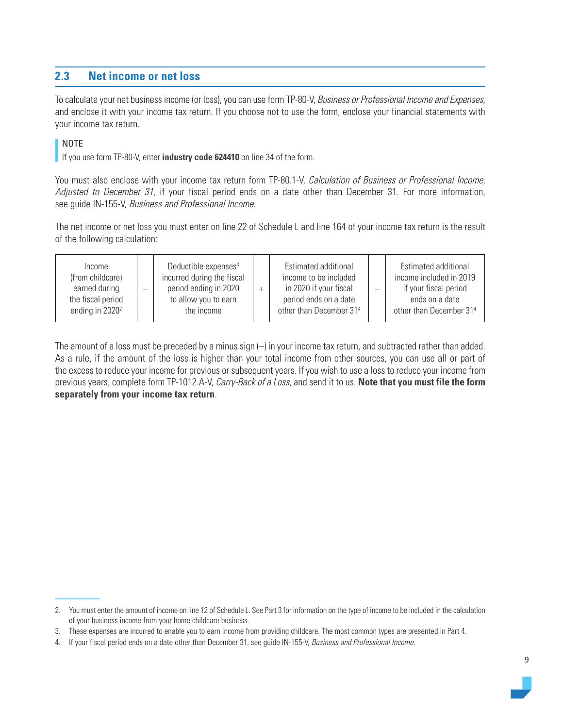## 2.3 Net income or net loss

To calculate your net business income (or loss), you can use form TP-80-V, *Business or Professional Income and Expenses*, and enclose it with your income tax return. If you choose not to use the form, enclose your financial statements with your income tax return.

> NOTE
> If you use form TP-80-V, enter **industry code 624410** on line 34 of the form.

You must also enclose with your income tax return form TP-80.1-V, *Calculation of Business or Professional Income, Adjusted to December 31*, if your fiscal period ends on a date other than December 31. For more information, see guide IN-155-V, *Business and Professional Income*.

The net income or net loss you must enter on line 22 of Schedule L and line 164 of your income tax return is the result of the following calculation:

| Income (from childcare) earned during the fiscal period ending in 2020[2] | – | Deductible expenses[3] incurred during the fiscal period ending in 2020 to allow you to earn the income | + | Estimated additional income to be included in 2020 if your fiscal period ends on a date other than December 31[4] | – | Estimated additional income included in 2019 if your fiscal period ends on a date other than December 31[4] |
|---|---|---|---|---|---|---|

The amount of a loss must be preceded by a minus sign (–) in your income tax return, and subtracted rather than added. As a rule, if the amount of the loss is higher than your total income from other sources, you can use all or part of the excess to reduce your income for previous or subsequent years. If you wish to use a loss to reduce your income from previous years, complete form TP-1012.A-V, *Carry-Back of a Loss*, and send it to us. **Note that you must file the form separately from your income tax return**.

---

2. You must enter the amount of income on line 12 of Schedule L. See Part 3 for information on the type of income to be included in the calculation of your business income from your home childcare business.
3. These expenses are incurred to enable you to earn income from providing childcare. The most common types are presented in Part 4.
4. If your fiscal period ends on a date other than December 31, see guide IN-155-V, *Business and Professional Income*.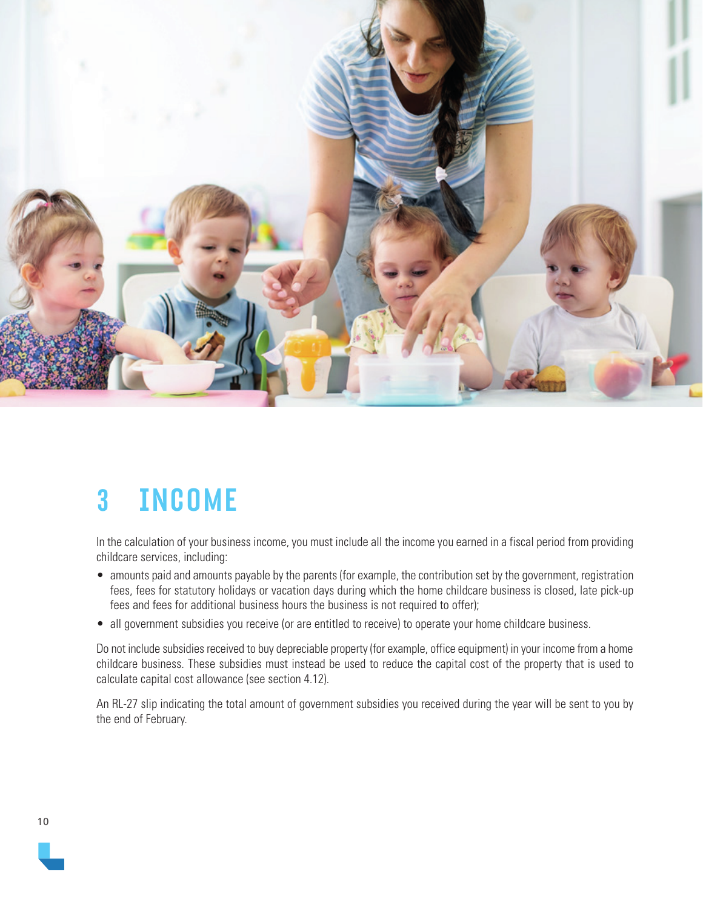# 3 INCOME

In the calculation of your business income, you must include all the income you earned in a fiscal period from providing childcare services, including:

- amounts paid and amounts payable by the parents (for example, the contribution set by the government, registration fees, fees for statutory holidays or vacation days during which the home childcare business is closed, late pick-up fees and fees for additional business hours the business is not required to offer);
- all government subsidies you receive (or are entitled to receive) to operate your home childcare business.

Do not include subsidies received to buy depreciable property (for example, office equipment) in your income from a home childcare business. These subsidies must instead be used to reduce the capital cost of the property that is used to calculate capital cost allowance (see section 4.12).

An RL-27 slip indicating the total amount of government subsidies you received during the year will be sent to you by the end of February.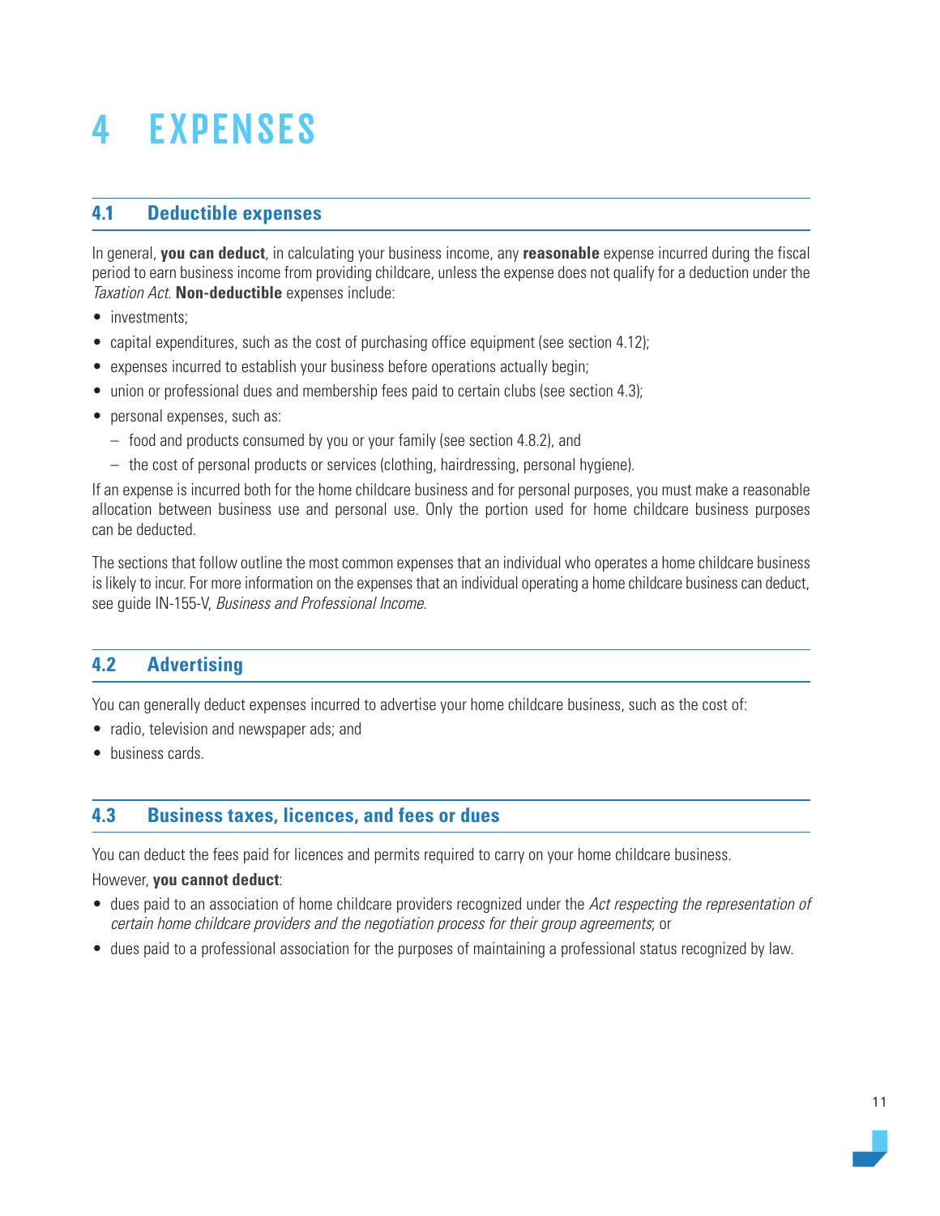# 4 EXPENSES

## 4.1 Deductible expenses

In general, **you can deduct**, in calculating your business income, any **reasonable** expense incurred during the fiscal period to earn business income from providing childcare, unless the expense does not qualify for a deduction under the *Taxation Act*. **Non-deductible** expenses include:

- investments;
- capital expenditures, such as the cost of purchasing office equipment (see section 4.12);
- expenses incurred to establish your business before operations actually begin;
- union or professional dues and membership fees paid to certain clubs (see section 4.3);
- personal expenses, such as:
  - food and products consumed by you or your family (see section 4.8.2), and
  - the cost of personal products or services (clothing, hairdressing, personal hygiene).

If an expense is incurred both for the home childcare business and for personal purposes, you must make a reasonable allocation between business use and personal use. Only the portion used for home childcare business purposes can be deducted.

The sections that follow outline the most common expenses that an individual who operates a home childcare business is likely to incur. For more information on the expenses that an individual operating a home childcare business can deduct, see guide IN-155-V, *Business and Professional Income*.

## 4.2 Advertising

You can generally deduct expenses incurred to advertise your home childcare business, such as the cost of:

- radio, television and newspaper ads; and
- business cards.

## 4.3 Business taxes, licences, and fees or dues

You can deduct the fees paid for licences and permits required to carry on your home childcare business.

However, **you cannot deduct**:

- dues paid to an association of home childcare providers recognized under the *Act respecting the representation of certain home childcare providers and the negotiation process for their group agreements*; or
- dues paid to a professional association for the purposes of maintaining a professional status recognized by law.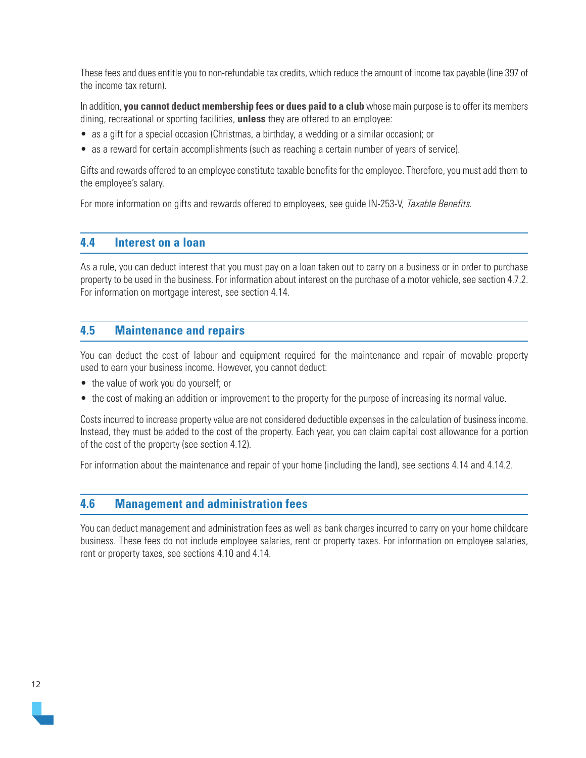These fees and dues entitle you to non-refundable tax credits, which reduce the amount of income tax payable (line 397 of the income tax return).

In addition, **you cannot deduct membership fees or dues paid to a club** whose main purpose is to offer its members dining, recreational or sporting facilities, **unless** they are offered to an employee:

- as a gift for a special occasion (Christmas, a birthday, a wedding or a similar occasion); or
- as a reward for certain accomplishments (such as reaching a certain number of years of service).

Gifts and rewards offered to an employee constitute taxable benefits for the employee. Therefore, you must add them to the employee's salary.

For more information on gifts and rewards offered to employees, see guide IN-253-V, *Taxable Benefits*.

## 4.4 Interest on a loan

As a rule, you can deduct interest that you must pay on a loan taken out to carry on a business or in order to purchase property to be used in the business. For information about interest on the purchase of a motor vehicle, see section 4.7.2. For information on mortgage interest, see section 4.14.

## 4.5 Maintenance and repairs

You can deduct the cost of labour and equipment required for the maintenance and repair of movable property used to earn your business income. However, you cannot deduct:

- the value of work you do yourself; or
- the cost of making an addition or improvement to the property for the purpose of increasing its normal value.

Costs incurred to increase property value are not considered deductible expenses in the calculation of business income. Instead, they must be added to the cost of the property. Each year, you can claim capital cost allowance for a portion of the cost of the property (see section 4.12).

For information about the maintenance and repair of your home (including the land), see sections 4.14 and 4.14.2.

## 4.6 Management and administration fees

You can deduct management and administration fees as well as bank charges incurred to carry on your home childcare business. These fees do not include employee salaries, rent or property taxes. For information on employee salaries, rent or property taxes, see sections 4.10 and 4.14.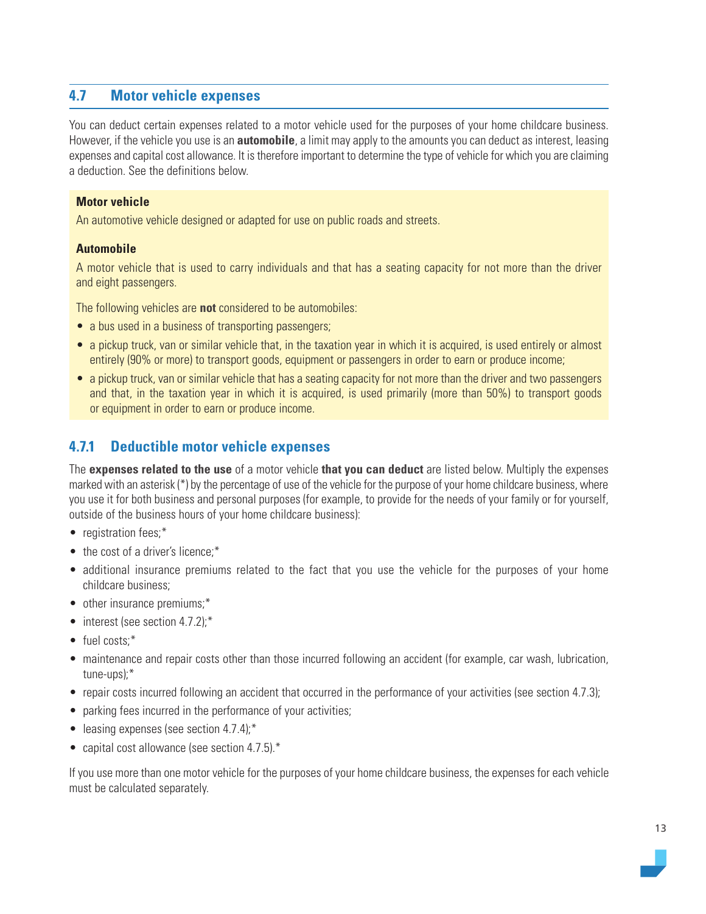## 4.7 Motor vehicle expenses

You can deduct certain expenses related to a motor vehicle used for the purposes of your home childcare business. However, if the vehicle you use is an **automobile**, a limit may apply to the amounts you can deduct as interest, leasing expenses and capital cost allowance. It is therefore important to determine the type of vehicle for which you are claiming a deduction. See the definitions below.

**Motor vehicle**

An automotive vehicle designed or adapted for use on public roads and streets.

**Automobile**

A motor vehicle that is used to carry individuals and that has a seating capacity for not more than the driver and eight passengers.

The following vehicles are **not** considered to be automobiles:

- a bus used in a business of transporting passengers;
- a pickup truck, van or similar vehicle that, in the taxation year in which it is acquired, is used entirely or almost entirely (90% or more) to transport goods, equipment or passengers in order to earn or produce income;
- a pickup truck, van or similar vehicle that has a seating capacity for not more than the driver and two passengers and that, in the taxation year in which it is acquired, is used primarily (more than 50%) to transport goods or equipment in order to earn or produce income.

### 4.7.1 Deductible motor vehicle expenses

The **expenses related to the use** of a motor vehicle **that you can deduct** are listed below. Multiply the expenses marked with an asterisk (*) by the percentage of use of the vehicle for the purpose of your home childcare business, where you use it for both business and personal purposes (for example, to provide for the needs of your family or for yourself, outside of the business hours of your home childcare business):

- registration fees;*
- the cost of a driver's licence;*
- additional insurance premiums related to the fact that you use the vehicle for the purposes of your home childcare business;
- other insurance premiums;*
- interest (see section 4.7.2);*
- fuel costs;*
- maintenance and repair costs other than those incurred following an accident (for example, car wash, lubrication, tune-ups);*
- repair costs incurred following an accident that occurred in the performance of your activities (see section 4.7.3);
- parking fees incurred in the performance of your activities;
- leasing expenses (see section 4.7.4);*
- capital cost allowance (see section 4.7.5).*

If you use more than one motor vehicle for the purposes of your home childcare business, the expenses for each vehicle must be calculated separately.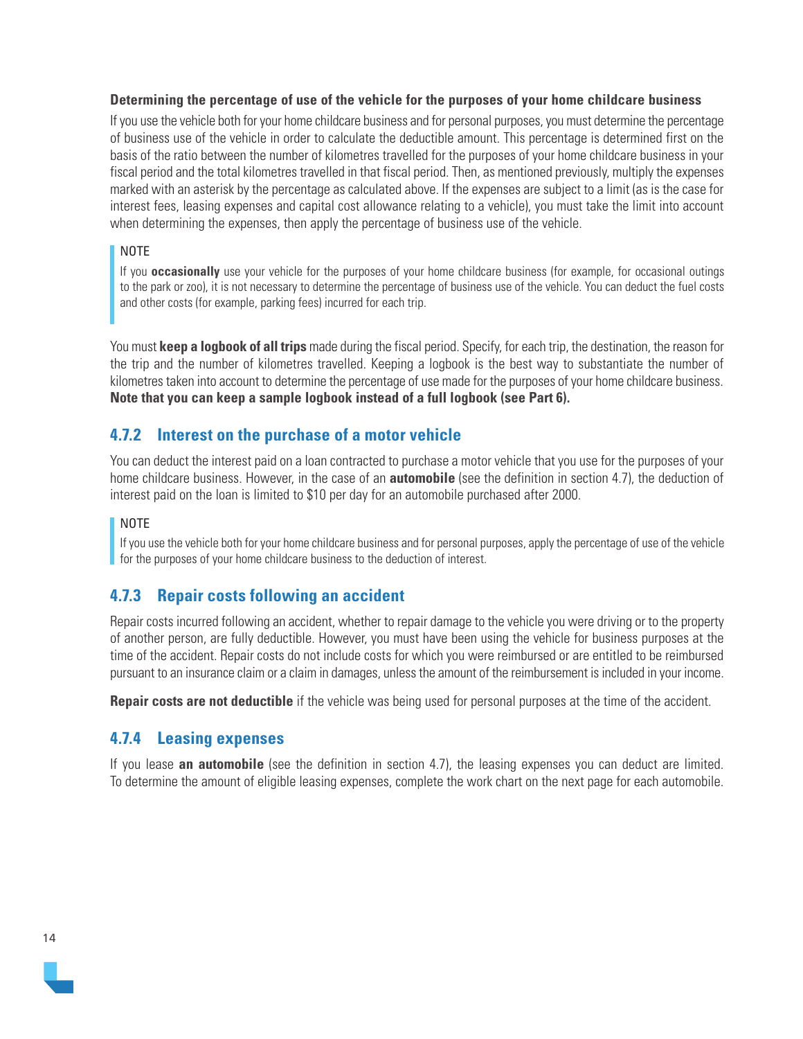**Determining the percentage of use of the vehicle for the purposes of your home childcare business**

If you use the vehicle both for your home childcare business and for personal purposes, you must determine the percentage of business use of the vehicle in order to calculate the deductible amount. This percentage is determined first on the basis of the ratio between the number of kilometres travelled for the purposes of your home childcare business in your fiscal period and the total kilometres travelled in that fiscal period. Then, as mentioned previously, multiply the expenses marked with an asterisk by the percentage as calculated above. If the expenses are subject to a limit (as is the case for interest fees, leasing expenses and capital cost allowance relating to a vehicle), you must take the limit into account when determining the expenses, then apply the percentage of business use of the vehicle.

> NOTE
>
> If you **occasionally** use your vehicle for the purposes of your home childcare business (for example, for occasional outings to the park or zoo), it is not necessary to determine the percentage of business use of the vehicle. You can deduct the fuel costs and other costs (for example, parking fees) incurred for each trip.

You must **keep a logbook of all trips** made during the fiscal period. Specify, for each trip, the destination, the reason for the trip and the number of kilometres travelled. Keeping a logbook is the best way to substantiate the number of kilometres taken into account to determine the percentage of use made for the purposes of your home childcare business. **Note that you can keep a sample logbook instead of a full logbook (see Part 6).**

### 4.7.2 Interest on the purchase of a motor vehicle

You can deduct the interest paid on a loan contracted to purchase a motor vehicle that you use for the purposes of your home childcare business. However, in the case of an **automobile** (see the definition in section 4.7), the deduction of interest paid on the loan is limited to $10 per day for an automobile purchased after 2000.

> NOTE
>
> If you use the vehicle both for your home childcare business and for personal purposes, apply the percentage of use of the vehicle for the purposes of your home childcare business to the deduction of interest.

### 4.7.3 Repair costs following an accident

Repair costs incurred following an accident, whether to repair damage to the vehicle you were driving or to the property of another person, are fully deductible. However, you must have been using the vehicle for business purposes at the time of the accident. Repair costs do not include costs for which you were reimbursed or are entitled to be reimbursed pursuant to an insurance claim or a claim in damages, unless the amount of the reimbursement is included in your income.

**Repair costs are not deductible** if the vehicle was being used for personal purposes at the time of the accident.

### 4.7.4 Leasing expenses

If you lease **an automobile** (see the definition in section 4.7), the leasing expenses you can deduct are limited. To determine the amount of eligible leasing expenses, complete the work chart on the next page for each automobile.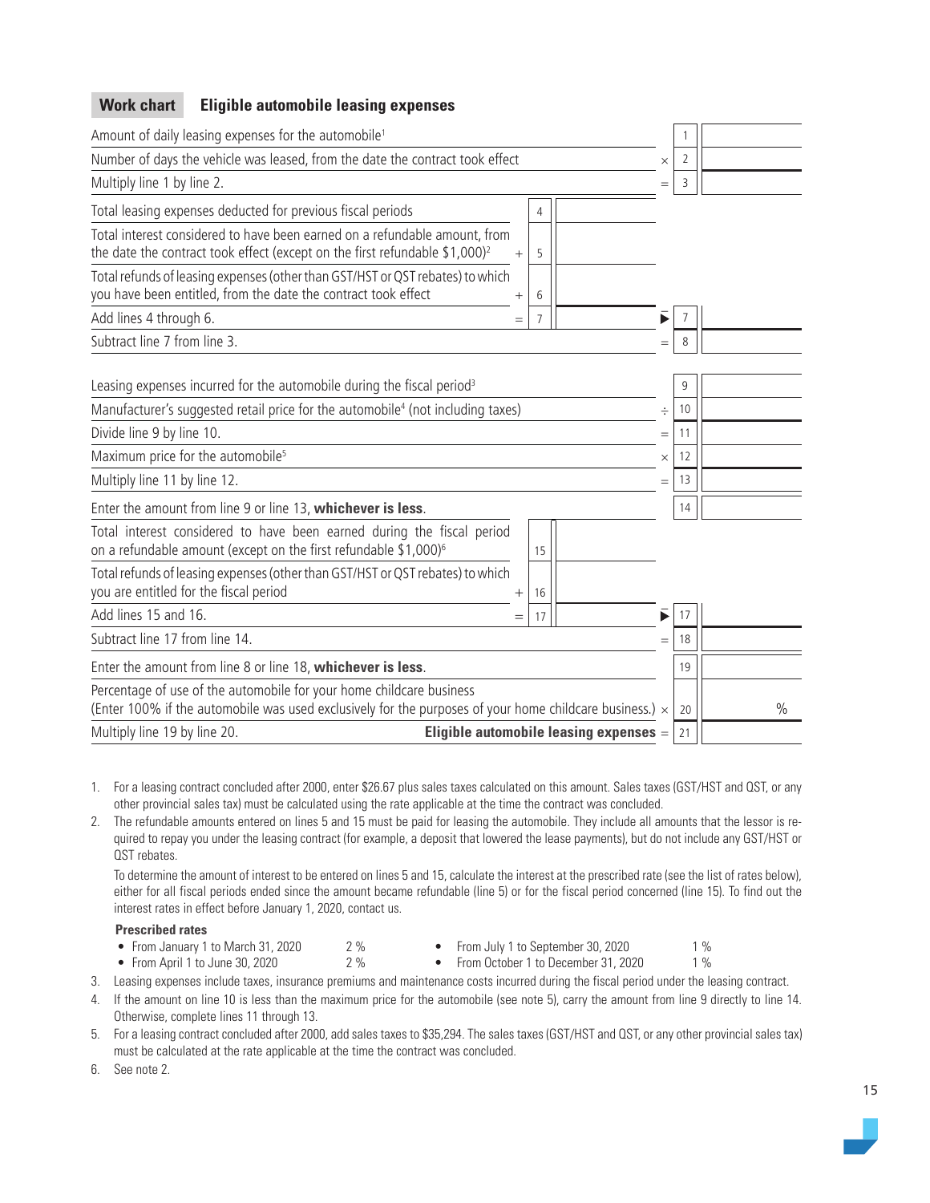## Work chart — Eligible automobile leasing expenses

| Description | | | | | |
|---|---|---|---|---|---|
| Amount of daily leasing expenses for the automobile[1] | | | | 1 | |
| Number of days the vehicle was leased, from the date the contract took effect | | | × | 2 | |
| Multiply line 1 by line 2. | | | = | 3 | |
| Total leasing expenses deducted for previous fiscal periods | | 4 | | | |
| Total interest considered to have been earned on a refundable amount, from the date the contract took effect (except on the first refundable $1,000)[2] | + | 5 | | | |
| Total refunds of leasing expenses (other than GST/HST or QST rebates) to which you have been entitled, from the date the contract took effect | + | 6 | | | |
| Add lines 4 through 6. | = | 7 | ► | 7 | |
| Subtract line 7 from line 3. | | | = | 8 | |
| Leasing expenses incurred for the automobile during the fiscal period[3] | | | | 9 | |
| Manufacturer's suggested retail price for the automobile[4] (not including taxes) | | | ÷ | 10 | |
| Divide line 9 by line 10. | | | = | 11 | |
| Maximum price for the automobile[5] | | | × | 12 | |
| Multiply line 11 by line 12. | | | = | 13 | |
| Enter the amount from line 9 or line 13, **whichever is less**. | | | | 14 | |
| Total interest considered to have been earned during the fiscal period on a refundable amount (except on the first refundable $1,000)[6] | | 15 | | | |
| Total refunds of leasing expenses (other than GST/HST or QST rebates) to which you are entitled for the fiscal period | + | 16 | | | |
| Add lines 15 and 16. | = | 17 | ► | 17 | |
| Subtract line 17 from line 14. | | | = | 18 | |
| Enter the amount from line 8 or line 18, **whichever is less**. | | | | 19 | |
| Percentage of use of the automobile for your home childcare business (Enter 100% if the automobile was used exclusively for the purposes of your home childcare business.) | | | × | 20 | % |
| Multiply line 19 by line 20. **Eligible automobile leasing expenses** | | | = | 21 | |

1. For a leasing contract concluded after 2000, enter $26.67 plus sales taxes calculated on this amount. Sales taxes (GST/HST and QST, or any other provincial sales tax) must be calculated using the rate applicable at the time the contract was concluded.
2. The refundable amounts entered on lines 5 and 15 must be paid for leasing the automobile. They include all amounts that the lessor is required to repay you under the leasing contract (for example, a deposit that lowered the lease payments), but do not include any GST/HST or QST rebates.

   To determine the amount of interest to be entered on lines 5 and 15, calculate the interest at the prescribed rate (see the list of rates below), either for all fiscal periods ended since the amount became refundable (line 5) or for the fiscal period concerned (line 15). To find out the interest rates in effect before January 1, 2020, contact us.

   **Prescribed rates**
   - From January 1 to March 31, 2020 — 2 %
   - From April 1 to June 30, 2020 — 2 %
   - From July 1 to September 30, 2020 — 1 %
   - From October 1 to December 31, 2020 — 1 %
3. Leasing expenses include taxes, insurance premiums and maintenance costs incurred during the fiscal period under the leasing contract.
4. If the amount on line 10 is less than the maximum price for the automobile (see note 5), carry the amount from line 9 directly to line 14. Otherwise, complete lines 11 through 13.
5. For a leasing contract concluded after 2000, add sales taxes to $35,294. The sales taxes (GST/HST and QST, or any other provincial sales tax) must be calculated at the rate applicable at the time the contract was concluded.
6. See note 2.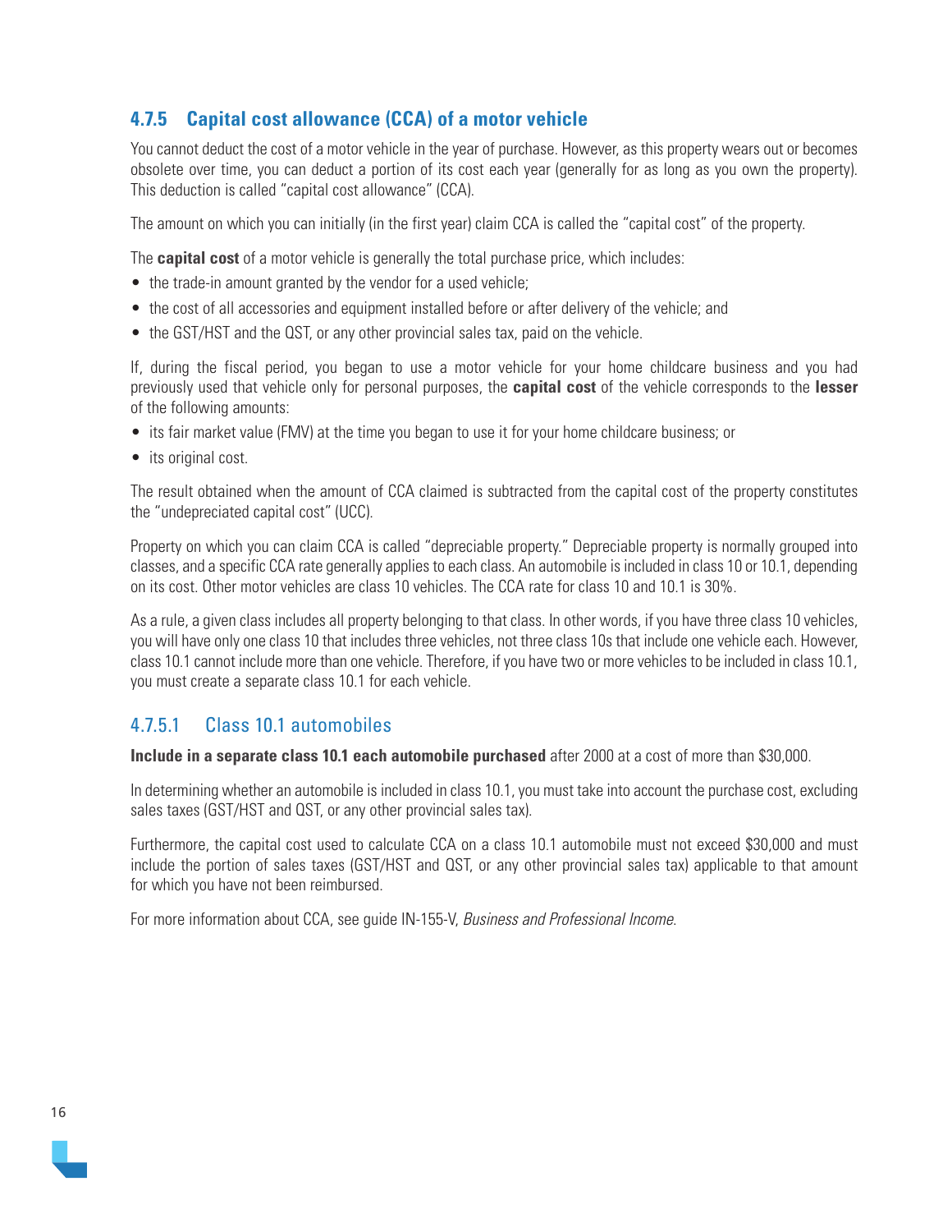### 4.7.5 Capital cost allowance (CCA) of a motor vehicle

You cannot deduct the cost of a motor vehicle in the year of purchase. However, as this property wears out or becomes obsolete over time, you can deduct a portion of its cost each year (generally for as long as you own the property). This deduction is called "capital cost allowance" (CCA).

The amount on which you can initially (in the first year) claim CCA is called the "capital cost" of the property.

The **capital cost** of a motor vehicle is generally the total purchase price, which includes:

- the trade-in amount granted by the vendor for a used vehicle;
- the cost of all accessories and equipment installed before or after delivery of the vehicle; and
- the GST/HST and the QST, or any other provincial sales tax, paid on the vehicle.

If, during the fiscal period, you began to use a motor vehicle for your home childcare business and you had previously used that vehicle only for personal purposes, the **capital cost** of the vehicle corresponds to the **lesser** of the following amounts:

- its fair market value (FMV) at the time you began to use it for your home childcare business; or
- its original cost.

The result obtained when the amount of CCA claimed is subtracted from the capital cost of the property constitutes the "undepreciated capital cost" (UCC).

Property on which you can claim CCA is called "depreciable property." Depreciable property is normally grouped into classes, and a specific CCA rate generally applies to each class. An automobile is included in class 10 or 10.1, depending on its cost. Other motor vehicles are class 10 vehicles. The CCA rate for class 10 and 10.1 is 30%.

As a rule, a given class includes all property belonging to that class. In other words, if you have three class 10 vehicles, you will have only one class 10 that includes three vehicles, not three class 10s that include one vehicle each. However, class 10.1 cannot include more than one vehicle. Therefore, if you have two or more vehicles to be included in class 10.1, you must create a separate class 10.1 for each vehicle.

#### 4.7.5.1 Class 10.1 automobiles

**Include in a separate class 10.1 each automobile purchased** after 2000 at a cost of more than $30,000.

In determining whether an automobile is included in class 10.1, you must take into account the purchase cost, excluding sales taxes (GST/HST and QST, or any other provincial sales tax).

Furthermore, the capital cost used to calculate CCA on a class 10.1 automobile must not exceed $30,000 and must include the portion of sales taxes (GST/HST and QST, or any other provincial sales tax) applicable to that amount for which you have not been reimbursed.

For more information about CCA, see guide IN-155-V, *Business and Professional Income*.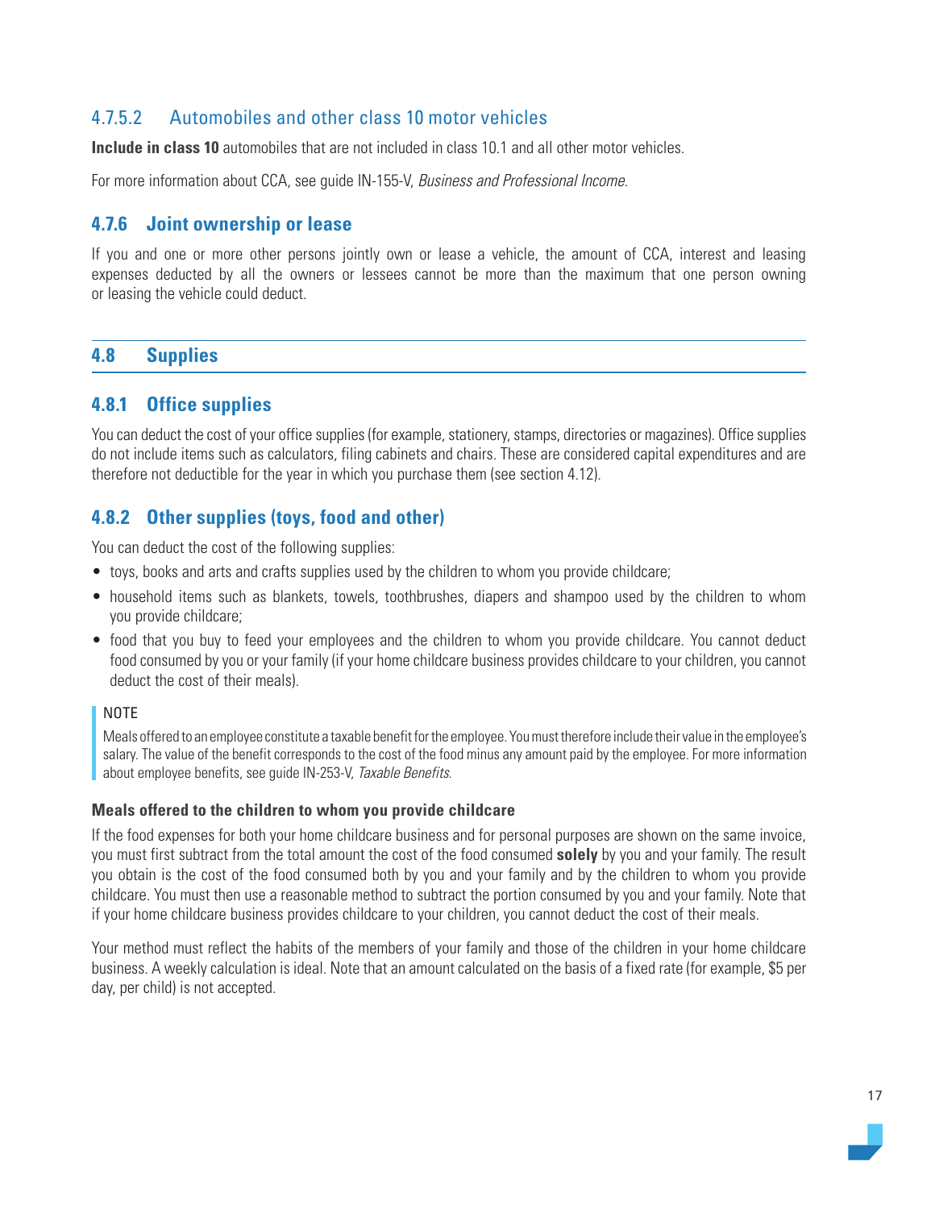#### 4.7.5.2 Automobiles and other class 10 motor vehicles

**Include in class 10** automobiles that are not included in class 10.1 and all other motor vehicles.

For more information about CCA, see guide IN-155-V, *Business and Professional Income*.

### 4.7.6 Joint ownership or lease

If you and one or more other persons jointly own or lease a vehicle, the amount of CCA, interest and leasing expenses deducted by all the owners or lessees cannot be more than the maximum that one person owning or leasing the vehicle could deduct.

## 4.8 Supplies

### 4.8.1 Office supplies

You can deduct the cost of your office supplies (for example, stationery, stamps, directories or magazines). Office supplies do not include items such as calculators, filing cabinets and chairs. These are considered capital expenditures and are therefore not deductible for the year in which you purchase them (see section 4.12).

### 4.8.2 Other supplies (toys, food and other)

You can deduct the cost of the following supplies:

- toys, books and arts and crafts supplies used by the children to whom you provide childcare;
- household items such as blankets, towels, toothbrushes, diapers and shampoo used by the children to whom you provide childcare;
- food that you buy to feed your employees and the children to whom you provide childcare. You cannot deduct food consumed by you or your family (if your home childcare business provides childcare to your children, you cannot deduct the cost of their meals).

> NOTE
>
> Meals offered to an employee constitute a taxable benefit for the employee. You must therefore include their value in the employee's salary. The value of the benefit corresponds to the cost of the food minus any amount paid by the employee. For more information about employee benefits, see guide IN-253-V, *Taxable Benefits*.

**Meals offered to the children to whom you provide childcare**

If the food expenses for both your home childcare business and for personal purposes are shown on the same invoice, you must first subtract from the total amount the cost of the food consumed **solely** by you and your family. The result you obtain is the cost of the food consumed both by you and your family and by the children to whom you provide childcare. You must then use a reasonable method to subtract the portion consumed by you and your family. Note that if your home childcare business provides childcare to your children, you cannot deduct the cost of their meals.

Your method must reflect the habits of the members of your family and those of the children in your home childcare business. A weekly calculation is ideal. Note that an amount calculated on the basis of a fixed rate (for example, $5 per day, per child) is not accepted.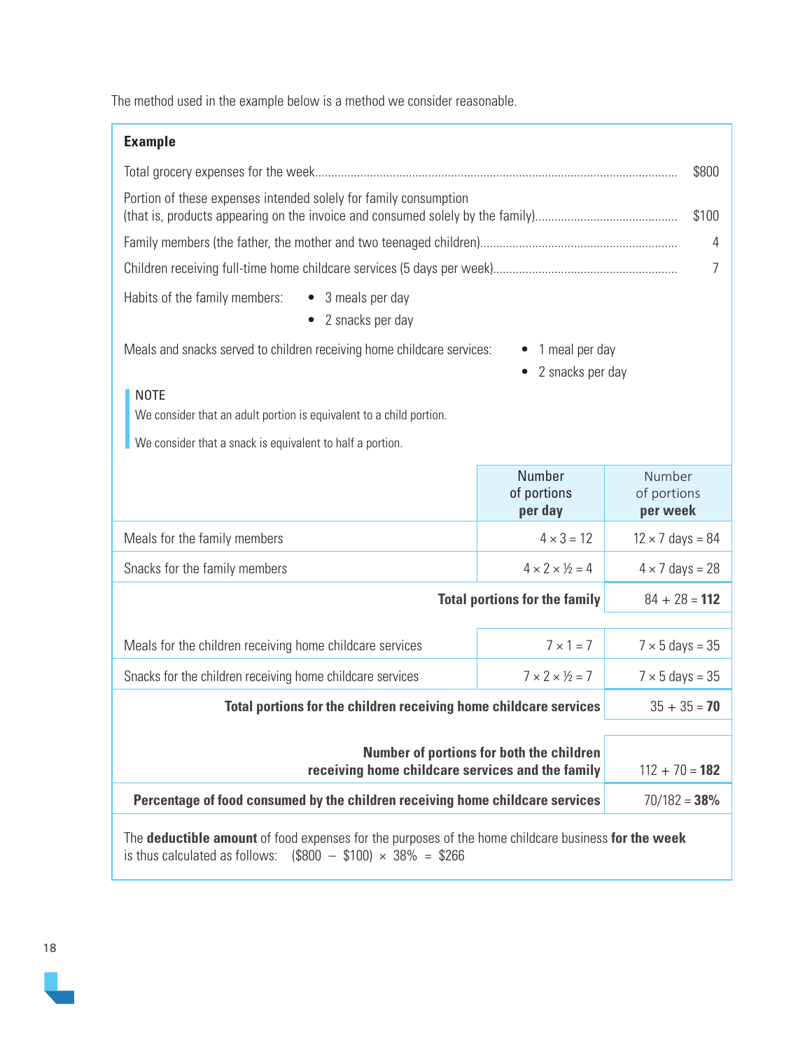The method used in the example below is a method we consider reasonable.

**Example**

| | |
|---|---|
| Total grocery expenses for the week | $800 |
| Portion of these expenses intended solely for family consumption (that is, products appearing on the invoice and consumed solely by the family) | $100 |
| Family members (the father, the mother and two teenaged children) | 4 |
| Children receiving full-time home childcare services (5 days per week) | 7 |

Habits of the family members:

- 3 meals per day
- 2 snacks per day

Meals and snacks served to children receiving home childcare services:

- 1 meal per day
- 2 snacks per day

> NOTE
> We consider that an adult portion is equivalent to a child portion.
>
> We consider that a snack is equivalent to half a portion.

| | Number of portions **per day** | Number of portions **per week** |
|---|---|---|
| Meals for the family members | 4 × 3 = 12 | 12 × 7 days = 84 |
| Snacks for the family members | 4 × 2 × ½ = 4 | 4 × 7 days = 28 |
| **Total portions for the family** | | 84 + 28 = **112** |
| Meals for the children receiving home childcare services | 7 × 1 = 7 | 7 × 5 days = 35 |
| Snacks for the children receiving home childcare services | 7 × 2 × ½ = 7 | 7 × 5 days = 35 |
| **Total portions for the children receiving home childcare services** | | 35 + 35 = **70** |
| **Number of portions for both the children receiving home childcare services and the family** | | 112 + 70 = **182** |
| **Percentage of food consumed by the children receiving home childcare services** | | 70/182 = **38%** |

The **deductible amount** of food expenses for the purposes of the home childcare business **for the week** is thus calculated as follows: ($800 − $100) × 38% = $266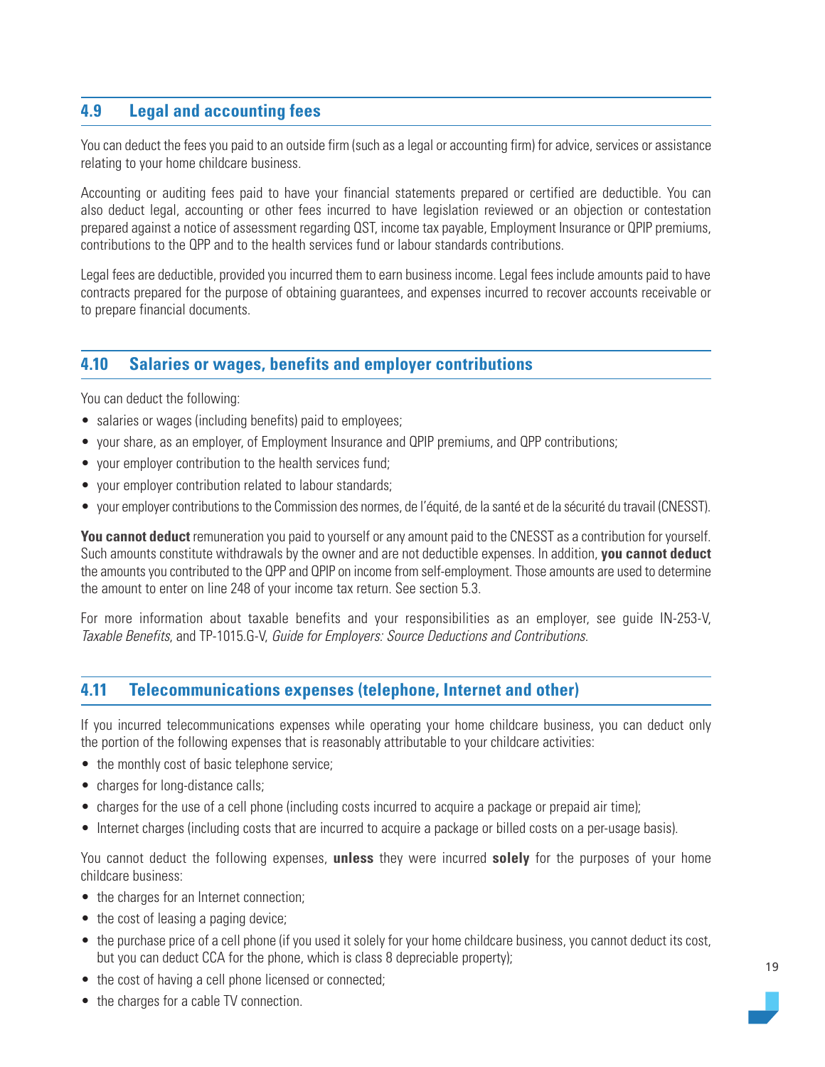## 4.9 Legal and accounting fees

You can deduct the fees you paid to an outside firm (such as a legal or accounting firm) for advice, services or assistance relating to your home childcare business.

Accounting or auditing fees paid to have your financial statements prepared or certified are deductible. You can also deduct legal, accounting or other fees incurred to have legislation reviewed or an objection or contestation prepared against a notice of assessment regarding QST, income tax payable, Employment Insurance or QPIP premiums, contributions to the QPP and to the health services fund or labour standards contributions.

Legal fees are deductible, provided you incurred them to earn business income. Legal fees include amounts paid to have contracts prepared for the purpose of obtaining guarantees, and expenses incurred to recover accounts receivable or to prepare financial documents.

## 4.10 Salaries or wages, benefits and employer contributions

You can deduct the following:

- salaries or wages (including benefits) paid to employees;
- your share, as an employer, of Employment Insurance and QPIP premiums, and QPP contributions;
- your employer contribution to the health services fund;
- your employer contribution related to labour standards;
- your employer contributions to the Commission des normes, de l'équité, de la santé et de la sécurité du travail (CNESST).

**You cannot deduct** remuneration you paid to yourself or any amount paid to the CNESST as a contribution for yourself. Such amounts constitute withdrawals by the owner and are not deductible expenses. In addition, **you cannot deduct** the amounts you contributed to the QPP and QPIP on income from self-employment. Those amounts are used to determine the amount to enter on line 248 of your income tax return. See section 5.3.

For more information about taxable benefits and your responsibilities as an employer, see guide IN-253-V, *Taxable Benefits*, and TP-1015.G-V, *Guide for Employers: Source Deductions and Contributions*.

## 4.11 Telecommunications expenses (telephone, Internet and other)

If you incurred telecommunications expenses while operating your home childcare business, you can deduct only the portion of the following expenses that is reasonably attributable to your childcare activities:

- the monthly cost of basic telephone service;
- charges for long-distance calls;
- charges for the use of a cell phone (including costs incurred to acquire a package or prepaid air time);
- Internet charges (including costs that are incurred to acquire a package or billed costs on a per-usage basis).

You cannot deduct the following expenses, **unless** they were incurred **solely** for the purposes of your home childcare business:

- the charges for an Internet connection;
- the cost of leasing a paging device;
- the purchase price of a cell phone (if you used it solely for your home childcare business, you cannot deduct its cost, but you can deduct CCA for the phone, which is class 8 depreciable property);
- the cost of having a cell phone licensed or connected;
- the charges for a cable TV connection.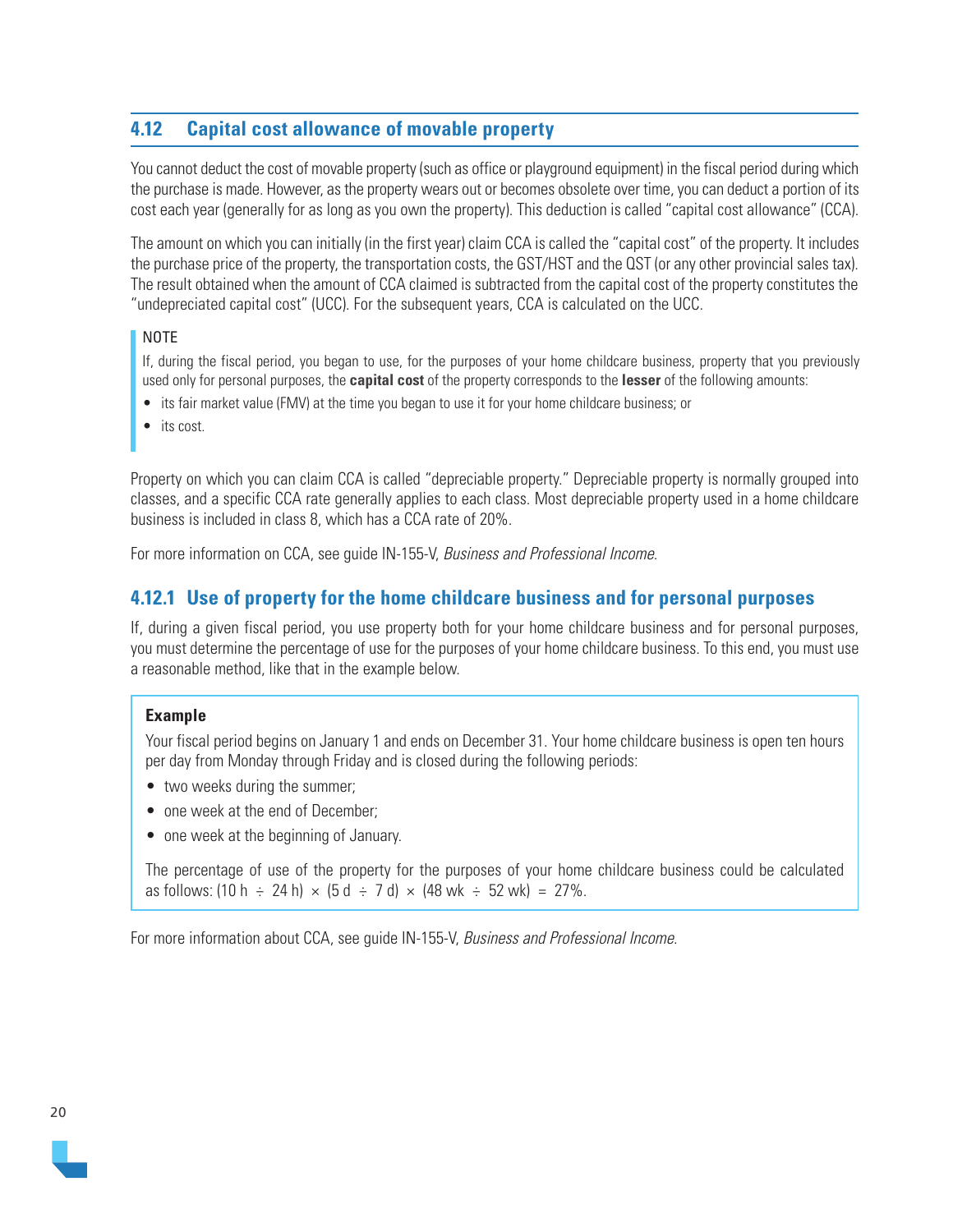## 4.12 Capital cost allowance of movable property

You cannot deduct the cost of movable property (such as office or playground equipment) in the fiscal period during which the purchase is made. However, as the property wears out or becomes obsolete over time, you can deduct a portion of its cost each year (generally for as long as you own the property). This deduction is called "capital cost allowance" (CCA).

The amount on which you can initially (in the first year) claim CCA is called the "capital cost" of the property. It includes the purchase price of the property, the transportation costs, the GST/HST and the QST (or any other provincial sales tax). The result obtained when the amount of CCA claimed is subtracted from the capital cost of the property constitutes the "undepreciated capital cost" (UCC). For the subsequent years, CCA is calculated on the UCC.

> NOTE
>
> If, during the fiscal period, you began to use, for the purposes of your home childcare business, property that you previously used only for personal purposes, the **capital cost** of the property corresponds to the **lesser** of the following amounts:
>
> - its fair market value (FMV) at the time you began to use it for your home childcare business; or
> - its cost.

Property on which you can claim CCA is called "depreciable property." Depreciable property is normally grouped into classes, and a specific CCA rate generally applies to each class. Most depreciable property used in a home childcare business is included in class 8, which has a CCA rate of 20%.

For more information on CCA, see guide IN-155-V, *Business and Professional Income*.

### 4.12.1 Use of property for the home childcare business and for personal purposes

If, during a given fiscal period, you use property both for your home childcare business and for personal purposes, you must determine the percentage of use for the purposes of your home childcare business. To this end, you must use a reasonable method, like that in the example below.

> **Example**
>
> Your fiscal period begins on January 1 and ends on December 31. Your home childcare business is open ten hours per day from Monday through Friday and is closed during the following periods:
>
> - two weeks during the summer;
> - one week at the end of December;
> - one week at the beginning of January.
>
> The percentage of use of the property for the purposes of your home childcare business could be calculated as follows: $(10\ h \div 24\ h) \times (5\ d \div 7\ d) \times (48\ wk \div 52\ wk) = 27\%$.

For more information about CCA, see guide IN-155-V, *Business and Professional Income*.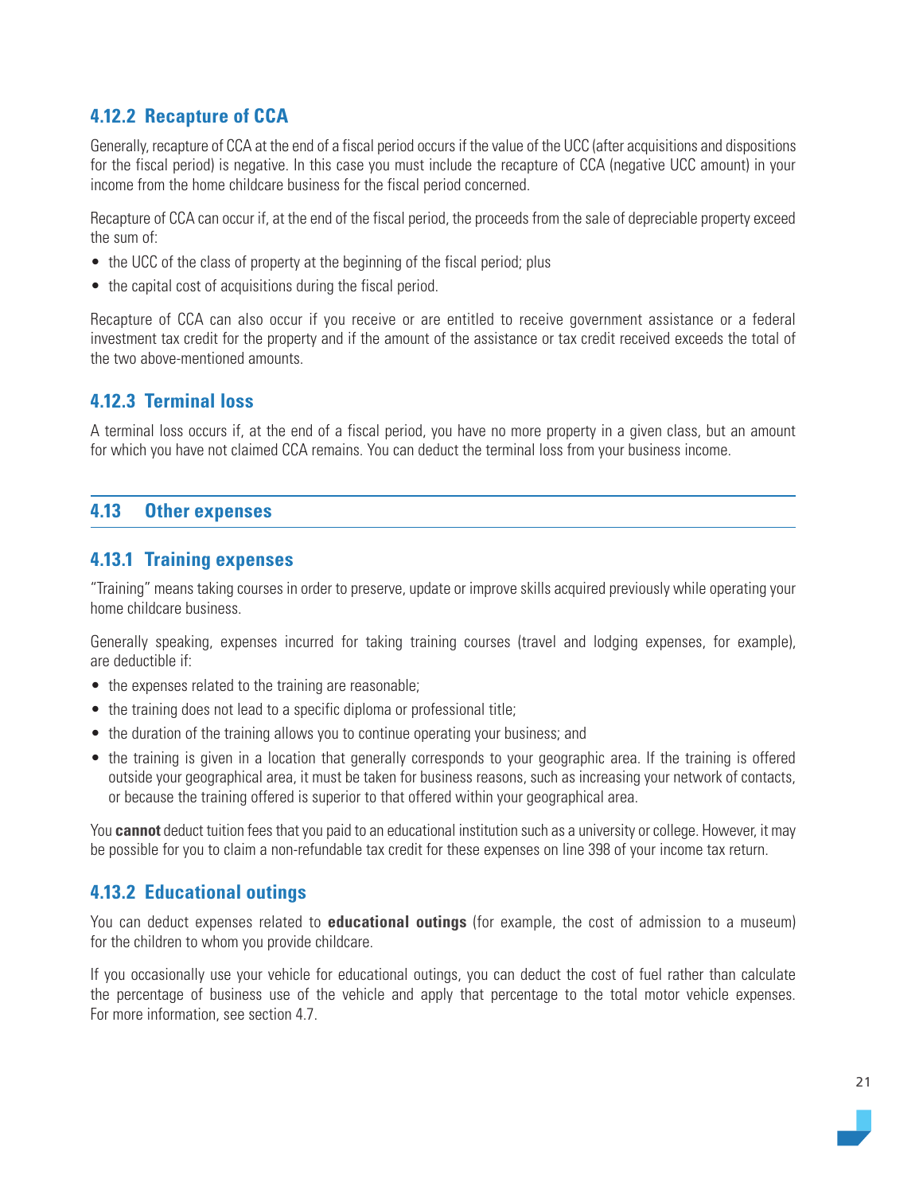### 4.12.2 Recapture of CCA

Generally, recapture of CCA at the end of a fiscal period occurs if the value of the UCC (after acquisitions and dispositions for the fiscal period) is negative. In this case you must include the recapture of CCA (negative UCC amount) in your income from the home childcare business for the fiscal period concerned.

Recapture of CCA can occur if, at the end of the fiscal period, the proceeds from the sale of depreciable property exceed the sum of:

- the UCC of the class of property at the beginning of the fiscal period; plus
- the capital cost of acquisitions during the fiscal period.

Recapture of CCA can also occur if you receive or are entitled to receive government assistance or a federal investment tax credit for the property and if the amount of the assistance or tax credit received exceeds the total of the two above-mentioned amounts.

### 4.12.3 Terminal loss

A terminal loss occurs if, at the end of a fiscal period, you have no more property in a given class, but an amount for which you have not claimed CCA remains. You can deduct the terminal loss from your business income.

## 4.13 Other expenses

### 4.13.1 Training expenses

"Training" means taking courses in order to preserve, update or improve skills acquired previously while operating your home childcare business.

Generally speaking, expenses incurred for taking training courses (travel and lodging expenses, for example), are deductible if:

- the expenses related to the training are reasonable;
- the training does not lead to a specific diploma or professional title;
- the duration of the training allows you to continue operating your business; and
- the training is given in a location that generally corresponds to your geographic area. If the training is offered outside your geographical area, it must be taken for business reasons, such as increasing your network of contacts, or because the training offered is superior to that offered within your geographical area.

You **cannot** deduct tuition fees that you paid to an educational institution such as a university or college. However, it may be possible for you to claim a non-refundable tax credit for these expenses on line 398 of your income tax return.

### 4.13.2 Educational outings

You can deduct expenses related to **educational outings** (for example, the cost of admission to a museum) for the children to whom you provide childcare.

If you occasionally use your vehicle for educational outings, you can deduct the cost of fuel rather than calculate the percentage of business use of the vehicle and apply that percentage to the total motor vehicle expenses. For more information, see section 4.7.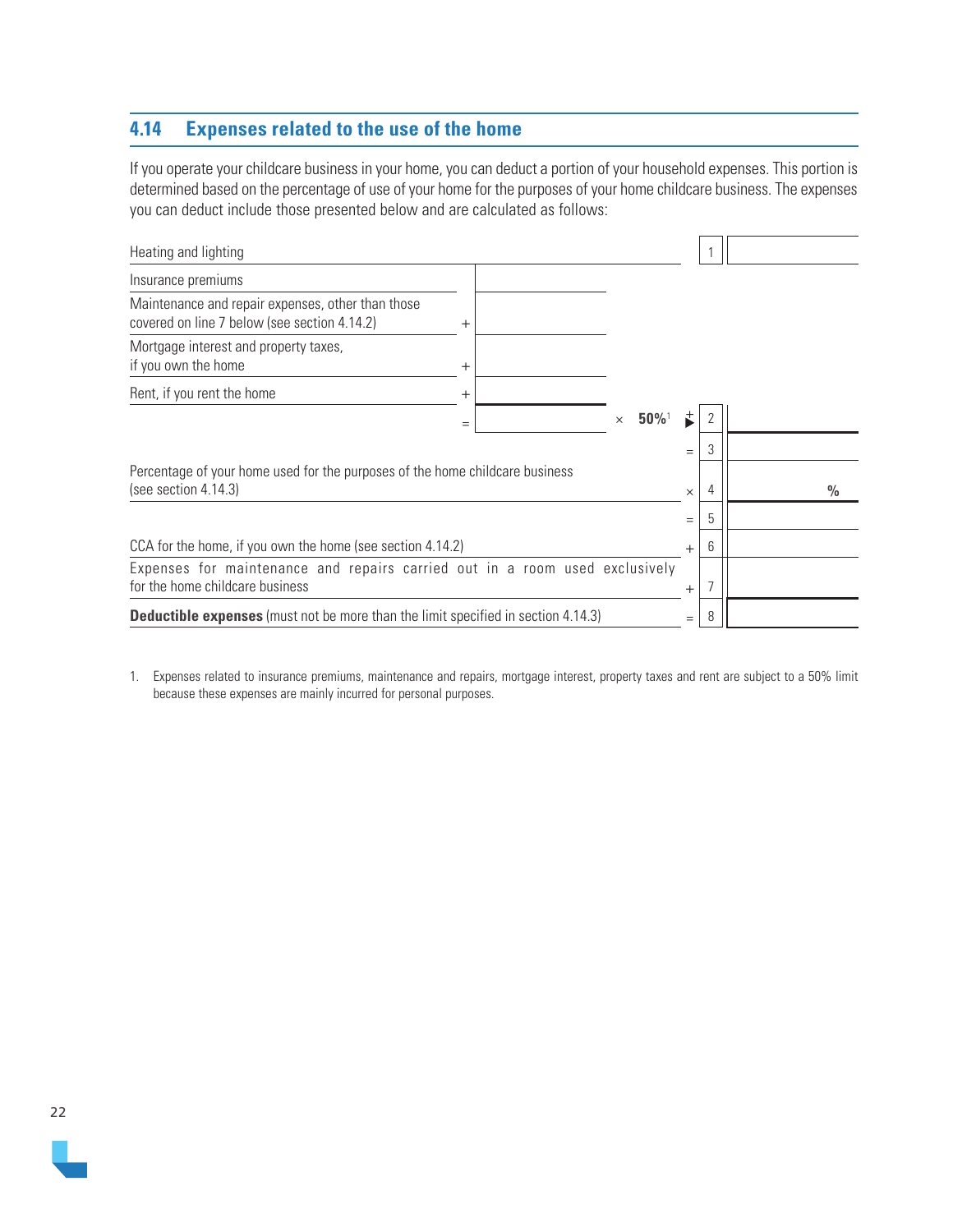## 4.14 Expenses related to the use of the home

If you operate your childcare business in your home, you can deduct a portion of your household expenses. This portion is determined based on the percentage of use of your home for the purposes of your home childcare business. The expenses you can deduct include those presented below and are calculated as follows:

| Item | | Amount | | | Line | Amount |
|---|---|---|---|---|---|---|
| Heating and lighting | | | | | 1 | |
| Insurance premiums | | | | | | |
| Maintenance and repair expenses, other than those covered on line 7 below (see section 4.14.2) | + | | | | | |
| Mortgage interest and property taxes, if you own the home | + | | | | | |
| Rent, if you rent the home | + | | | | | |
| | = | | × 50%[1] | + | 2 | |
| | | | | = | 3 | |
| Percentage of your home used for the purposes of the home childcare business (see section 4.14.3) | | | | × | 4 | % |
| | | | | = | 5 | |
| CCA for the home, if you own the home (see section 4.14.2) | | | | + | 6 | |
| Expenses for maintenance and repairs carried out in a room used exclusively for the home childcare business | | | | + | 7 | |
| **Deductible expenses** (must not be more than the limit specified in section 4.14.3) | | | | = | 8 | |

1. Expenses related to insurance premiums, maintenance and repairs, mortgage interest, property taxes and rent are subject to a 50% limit because these expenses are mainly incurred for personal purposes.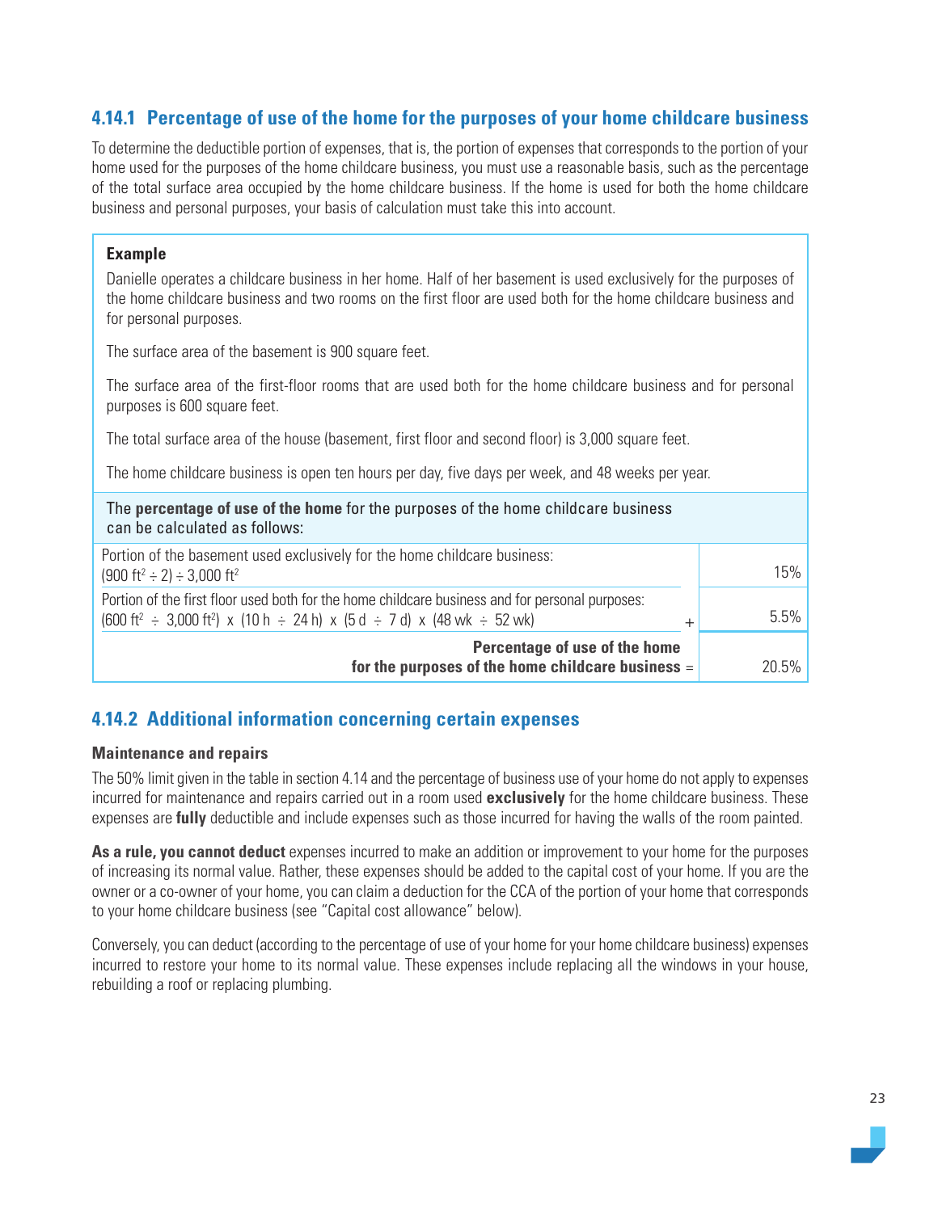### 4.14.1 Percentage of use of the home for the purposes of your home childcare business

To determine the deductible portion of expenses, that is, the portion of expenses that corresponds to the portion of your home used for the purposes of the home childcare business, you must use a reasonable basis, such as the percentage of the total surface area occupied by the home childcare business. If the home is used for both the home childcare business and personal purposes, your basis of calculation must take this into account.

**Example**

Danielle operates a childcare business in her home. Half of her basement is used exclusively for the purposes of the home childcare business and two rooms on the first floor are used both for the home childcare business and for personal purposes.

The surface area of the basement is 900 square feet.

The surface area of the first-floor rooms that are used both for the home childcare business and for personal purposes is 600 square feet.

The total surface area of the house (basement, first floor and second floor) is 3,000 square feet.

The home childcare business is open ten hours per day, five days per week, and 48 weeks per year.

| The **percentage of use of the home** for the purposes of the home childcare business can be calculated as follows: | |
|---|---|
| Portion of the basement used exclusively for the home childcare business: ($900\ ft^2 \div 2) \div 3{,}000\ ft^2$ | 15% |
| Portion of the first floor used both for the home childcare business and for personal purposes: ($600\ ft^2 \div 3{,}000\ ft^2$) x (10 h ÷ 24 h) x (5 d ÷ 7 d) x (48 wk ÷ 52 wk) + | 5.5% |
| **Percentage of use of the home for the purposes of the home childcare business** = | 20.5% |

### 4.14.2 Additional information concerning certain expenses

**Maintenance and repairs**

The 50% limit given in the table in section 4.14 and the percentage of business use of your home do not apply to expenses incurred for maintenance and repairs carried out in a room used **exclusively** for the home childcare business. These expenses are **fully** deductible and include expenses such as those incurred for having the walls of the room painted.

**As a rule, you cannot deduct** expenses incurred to make an addition or improvement to your home for the purposes of increasing its normal value. Rather, these expenses should be added to the capital cost of your home. If you are the owner or a co-owner of your home, you can claim a deduction for the CCA of the portion of your home that corresponds to your home childcare business (see "Capital cost allowance" below).

Conversely, you can deduct (according to the percentage of use of your home for your home childcare business) expenses incurred to restore your home to its normal value. These expenses include replacing all the windows in your house, rebuilding a roof or replacing plumbing.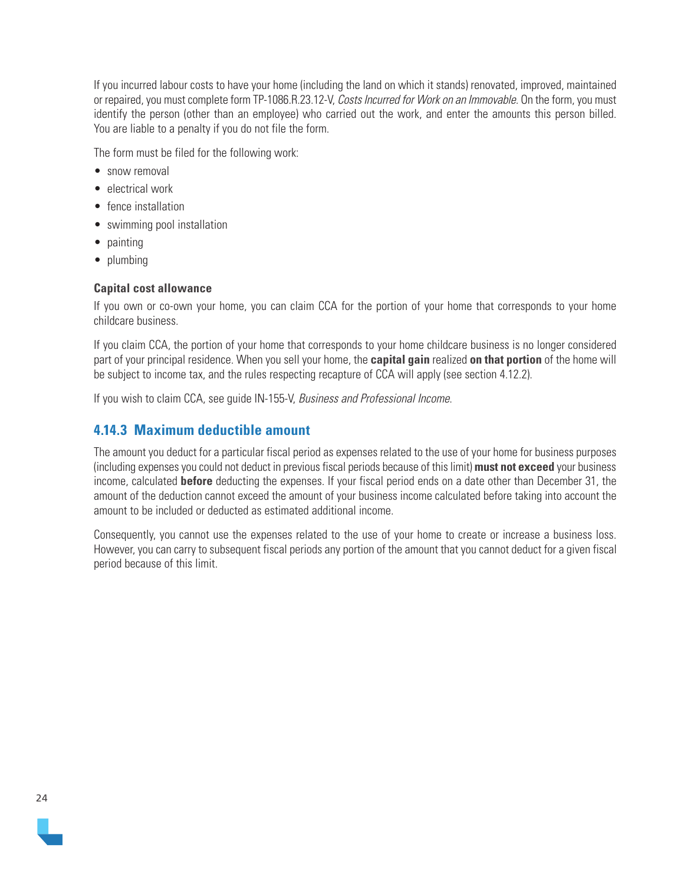If you incurred labour costs to have your home (including the land on which it stands) renovated, improved, maintained or repaired, you must complete form TP-1086.R.23.12-V, *Costs Incurred for Work on an Immovable*. On the form, you must identify the person (other than an employee) who carried out the work, and enter the amounts this person billed. You are liable to a penalty if you do not file the form.

The form must be filed for the following work:

- snow removal
- electrical work
- fence installation
- swimming pool installation
- painting
- plumbing

**Capital cost allowance**

If you own or co-own your home, you can claim CCA for the portion of your home that corresponds to your home childcare business.

If you claim CCA, the portion of your home that corresponds to your home childcare business is no longer considered part of your principal residence. When you sell your home, the **capital gain** realized **on that portion** of the home will be subject to income tax, and the rules respecting recapture of CCA will apply (see section 4.12.2).

If you wish to claim CCA, see guide IN-155-V, *Business and Professional Income*.

### 4.14.3 Maximum deductible amount

The amount you deduct for a particular fiscal period as expenses related to the use of your home for business purposes (including expenses you could not deduct in previous fiscal periods because of this limit) **must not exceed** your business income, calculated **before** deducting the expenses. If your fiscal period ends on a date other than December 31, the amount of the deduction cannot exceed the amount of your business income calculated before taking into account the amount to be included or deducted as estimated additional income.

Consequently, you cannot use the expenses related to the use of your home to create or increase a business loss. However, you can carry to subsequent fiscal periods any portion of the amount that you cannot deduct for a given fiscal period because of this limit.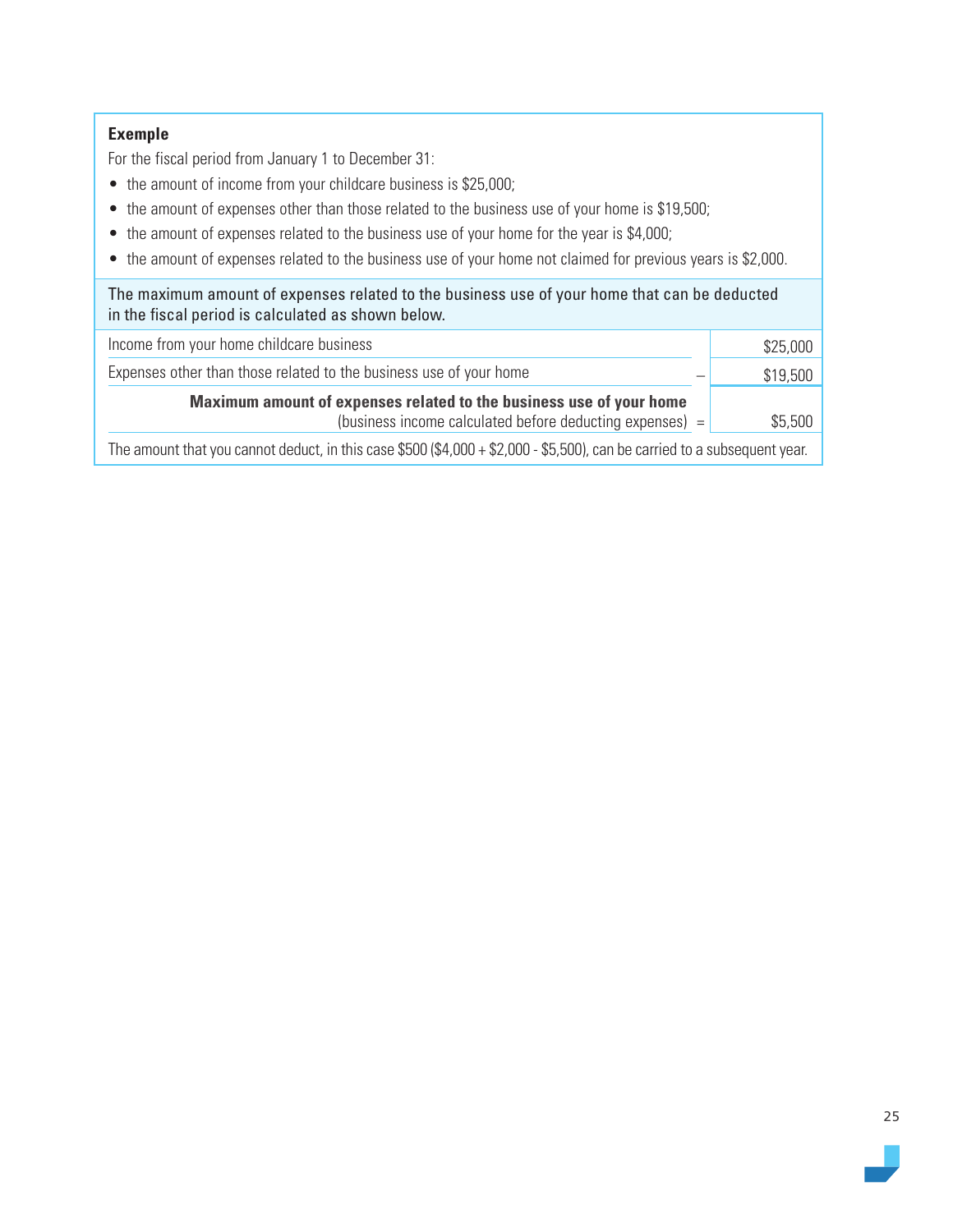**Exemple**

For the fiscal period from January 1 to December 31:

- the amount of income from your childcare business is $25,000;
- the amount of expenses other than those related to the business use of your home is $19,500;
- the amount of expenses related to the business use of your home for the year is $4,000;
- the amount of expenses related to the business use of your home not claimed for previous years is $2,000.

The maximum amount of expenses related to the business use of your home that can be deducted in the fiscal period is calculated as shown below.

| | | |
|---|---|---|
| Income from your home childcare business | | $25,000 |
| Expenses other than those related to the business use of your home | – | $19,500 |
| **Maximum amount of expenses related to the business use of your home** (business income calculated before deducting expenses) | = | $5,500 |

The amount that you cannot deduct, in this case $500 ($4,000 + $2,000 - $5,500), can be carried to a subsequent year.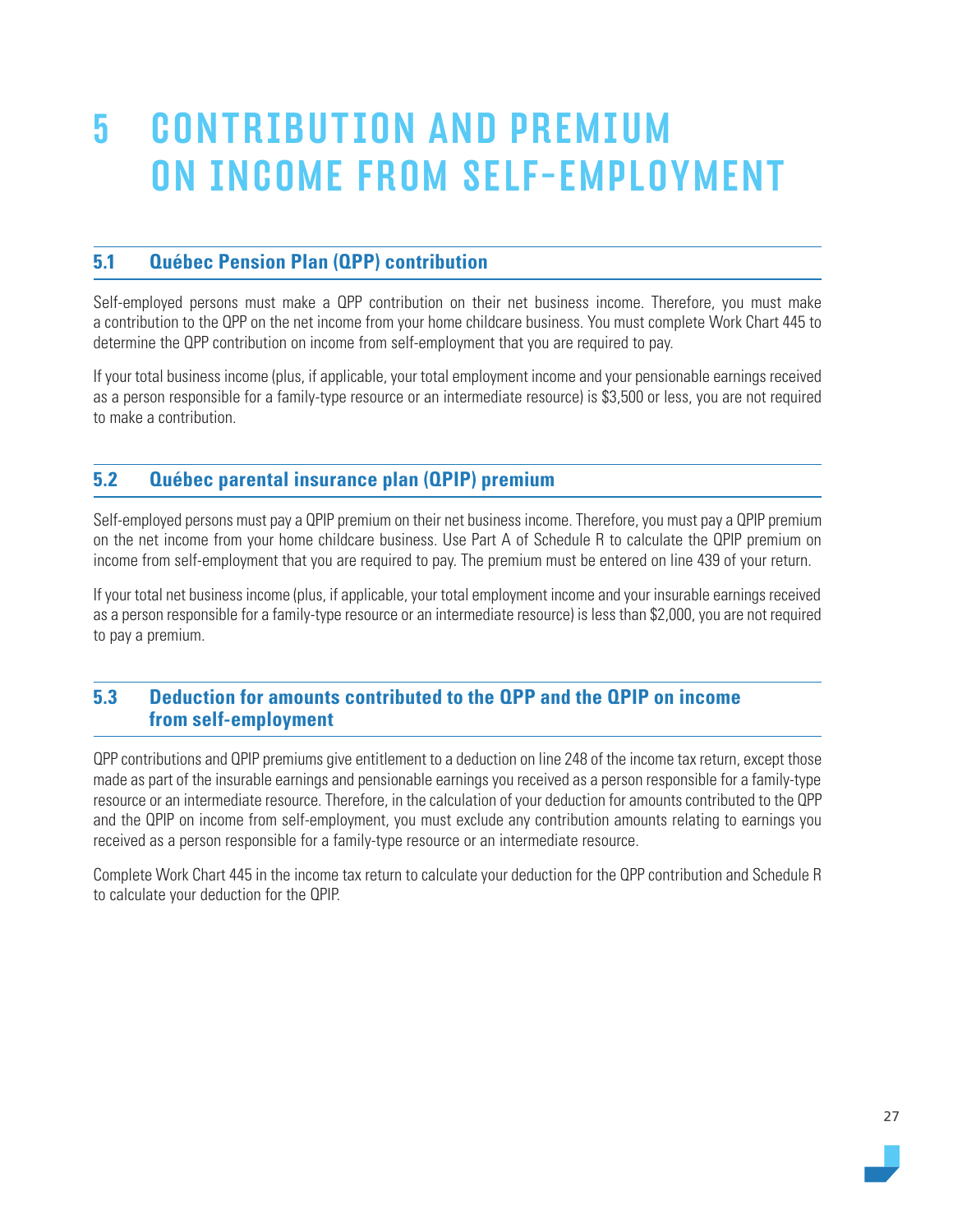# 5 CONTRIBUTION AND PREMIUM ON INCOME FROM SELF-EMPLOYMENT

## 5.1 Québec Pension Plan (QPP) contribution

Self-employed persons must make a QPP contribution on their net business income. Therefore, you must make a contribution to the QPP on the net income from your home childcare business. You must complete Work Chart 445 to determine the QPP contribution on income from self-employment that you are required to pay.

If your total business income (plus, if applicable, your total employment income and your pensionable earnings received as a person responsible for a family-type resource or an intermediate resource) is $3,500 or less, you are not required to make a contribution.

## 5.2 Québec parental insurance plan (QPIP) premium

Self-employed persons must pay a QPIP premium on their net business income. Therefore, you must pay a QPIP premium on the net income from your home childcare business. Use Part A of Schedule R to calculate the QPIP premium on income from self-employment that you are required to pay. The premium must be entered on line 439 of your return.

If your total net business income (plus, if applicable, your total employment income and your insurable earnings received as a person responsible for a family-type resource or an intermediate resource) is less than $2,000, you are not required to pay a premium.

## 5.3 Deduction for amounts contributed to the QPP and the QPIP on income from self-employment

QPP contributions and QPIP premiums give entitlement to a deduction on line 248 of the income tax return, except those made as part of the insurable earnings and pensionable earnings you received as a person responsible for a family-type resource or an intermediate resource. Therefore, in the calculation of your deduction for amounts contributed to the QPP and the QPIP on income from self-employment, you must exclude any contribution amounts relating to earnings you received as a person responsible for a family-type resource or an intermediate resource.

Complete Work Chart 445 in the income tax return to calculate your deduction for the QPP contribution and Schedule R to calculate your deduction for the QPIP.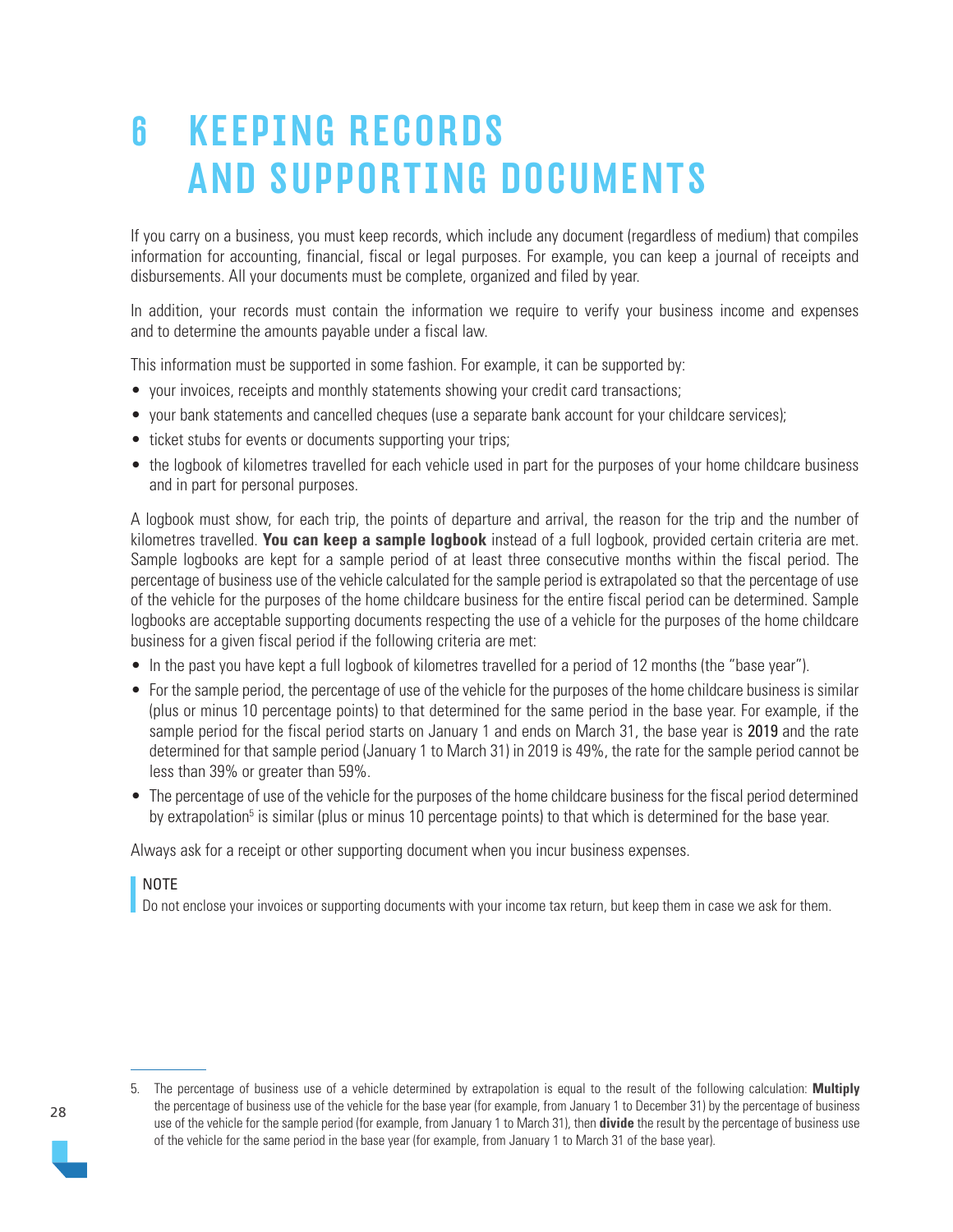# 6 KEEPING RECORDS AND SUPPORTING DOCUMENTS

If you carry on a business, you must keep records, which include any document (regardless of medium) that compiles information for accounting, financial, fiscal or legal purposes. For example, you can keep a journal of receipts and disbursements. All your documents must be complete, organized and filed by year.

In addition, your records must contain the information we require to verify your business income and expenses and to determine the amounts payable under a fiscal law.

This information must be supported in some fashion. For example, it can be supported by:

- your invoices, receipts and monthly statements showing your credit card transactions;
- your bank statements and cancelled cheques (use a separate bank account for your childcare services);
- ticket stubs for events or documents supporting your trips;
- the logbook of kilometres travelled for each vehicle used in part for the purposes of your home childcare business and in part for personal purposes.

A logbook must show, for each trip, the points of departure and arrival, the reason for the trip and the number of kilometres travelled. **You can keep a sample logbook** instead of a full logbook, provided certain criteria are met. Sample logbooks are kept for a sample period of at least three consecutive months within the fiscal period. The percentage of business use of the vehicle calculated for the sample period is extrapolated so that the percentage of use of the vehicle for the purposes of the home childcare business for the entire fiscal period can be determined. Sample logbooks are acceptable supporting documents respecting the use of a vehicle for the purposes of the home childcare business for a given fiscal period if the following criteria are met:

- In the past you have kept a full logbook of kilometres travelled for a period of 12 months (the "base year").
- For the sample period, the percentage of use of the vehicle for the purposes of the home childcare business is similar (plus or minus 10 percentage points) to that determined for the same period in the base year. For example, if the sample period for the fiscal period starts on January 1 and ends on March 31, the base year is 2019 and the rate determined for that sample period (January 1 to March 31) in 2019 is 49%, the rate for the sample period cannot be less than 39% or greater than 59%.
- The percentage of use of the vehicle for the purposes of the home childcare business for the fiscal period determined by extrapolation[5] is similar (plus or minus 10 percentage points) to that which is determined for the base year.

Always ask for a receipt or other supporting document when you incur business expenses.

> NOTE
> Do not enclose your invoices or supporting documents with your income tax return, but keep them in case we ask for them.

5. The percentage of business use of a vehicle determined by extrapolation is equal to the result of the following calculation: **Multiply** the percentage of business use of the vehicle for the base year (for example, from January 1 to December 31) by the percentage of business use of the vehicle for the sample period (for example, from January 1 to March 31), then **divide** the result by the percentage of business use of the vehicle for the same period in the base year (for example, from January 1 to March 31 of the base year).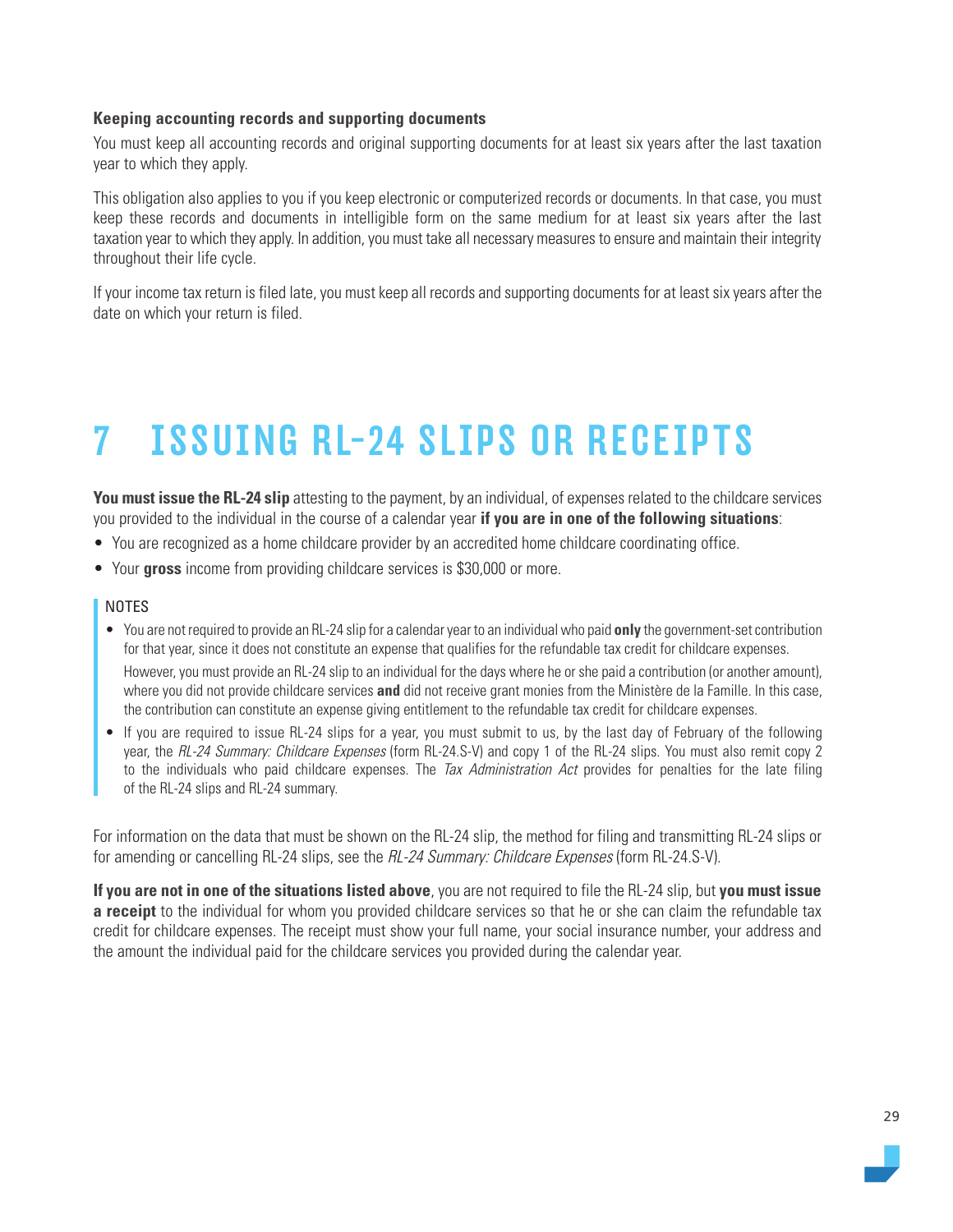**Keeping accounting records and supporting documents**

You must keep all accounting records and original supporting documents for at least six years after the last taxation year to which they apply.

This obligation also applies to you if you keep electronic or computerized records or documents. In that case, you must keep these records and documents in intelligible form on the same medium for at least six years after the last taxation year to which they apply. In addition, you must take all necessary measures to ensure and maintain their integrity throughout their life cycle.

If your income tax return is filed late, you must keep all records and supporting documents for at least six years after the date on which your return is filed.

# 7 ISSUING RL-24 SLIPS OR RECEIPTS

**You must issue the RL-24 slip** attesting to the payment, by an individual, of expenses related to the childcare services you provided to the individual in the course of a calendar year **if you are in one of the following situations**:

- You are recognized as a home childcare provider by an accredited home childcare coordinating office.
- Your **gross** income from providing childcare services is $30,000 or more.

NOTES

- You are not required to provide an RL-24 slip for a calendar year to an individual who paid **only** the government-set contribution for that year, since it does not constitute an expense that qualifies for the refundable tax credit for childcare expenses.

  However, you must provide an RL-24 slip to an individual for the days where he or she paid a contribution (or another amount), where you did not provide childcare services **and** did not receive grant monies from the Ministère de la Famille. In this case, the contribution can constitute an expense giving entitlement to the refundable tax credit for childcare expenses.
- If you are required to issue RL-24 slips for a year, you must submit to us, by the last day of February of the following year, the *RL-24 Summary: Childcare Expenses* (form RL-24.S-V) and copy 1 of the RL-24 slips. You must also remit copy 2 to the individuals who paid childcare expenses. The *Tax Administration Act* provides for penalties for the late filing of the RL-24 slips and RL-24 summary.

For information on the data that must be shown on the RL-24 slip, the method for filing and transmitting RL-24 slips or for amending or cancelling RL-24 slips, see the *RL-24 Summary: Childcare Expenses* (form RL-24.S-V).

**If you are not in one of the situations listed above**, you are not required to file the RL-24 slip, but **you must issue a receipt** to the individual for whom you provided childcare services so that he or she can claim the refundable tax credit for childcare expenses. The receipt must show your full name, your social insurance number, your address and the amount the individual paid for the childcare services you provided during the calendar year.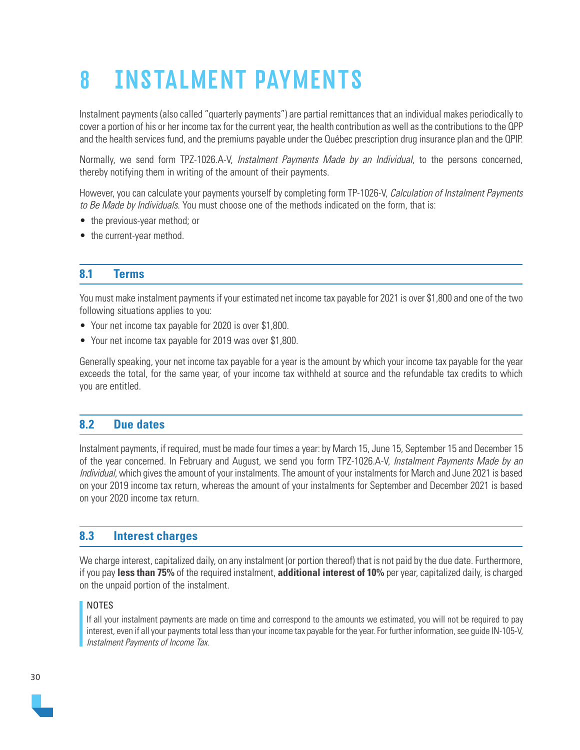# 8 INSTALMENT PAYMENTS

Instalment payments (also called "quarterly payments") are partial remittances that an individual makes periodically to cover a portion of his or her income tax for the current year, the health contribution as well as the contributions to the QPP and the health services fund, and the premiums payable under the Québec prescription drug insurance plan and the QPIP.

Normally, we send form TPZ-1026.A-V, *Instalment Payments Made by an Individual*, to the persons concerned, thereby notifying them in writing of the amount of their payments.

However, you can calculate your payments yourself by completing form TP-1026-V, *Calculation of Instalment Payments to Be Made by Individuals*. You must choose one of the methods indicated on the form, that is:

- the previous-year method; or
- the current-year method.

## 8.1 Terms

You must make instalment payments if your estimated net income tax payable for 2021 is over $1,800 and one of the two following situations applies to you:

- Your net income tax payable for 2020 is over $1,800.
- Your net income tax payable for 2019 was over $1,800.

Generally speaking, your net income tax payable for a year is the amount by which your income tax payable for the year exceeds the total, for the same year, of your income tax withheld at source and the refundable tax credits to which you are entitled.

## 8.2 Due dates

Instalment payments, if required, must be made four times a year: by March 15, June 15, September 15 and December 15 of the year concerned. In February and August, we send you form TPZ-1026.A-V, *Instalment Payments Made by an Individual*, which gives the amount of your instalments. The amount of your instalments for March and June 2021 is based on your 2019 income tax return, whereas the amount of your instalments for September and December 2021 is based on your 2020 income tax return.

## 8.3 Interest charges

We charge interest, capitalized daily, on any instalment (or portion thereof) that is not paid by the due date. Furthermore, if you pay **less than 75%** of the required instalment, **additional interest of 10%** per year, capitalized daily, is charged on the unpaid portion of the instalment.

NOTES

If all your instalment payments are made on time and correspond to the amounts we estimated, you will not be required to pay interest, even if all your payments total less than your income tax payable for the year. For further information, see guide IN-105-V, *Instalment Payments of Income Tax*.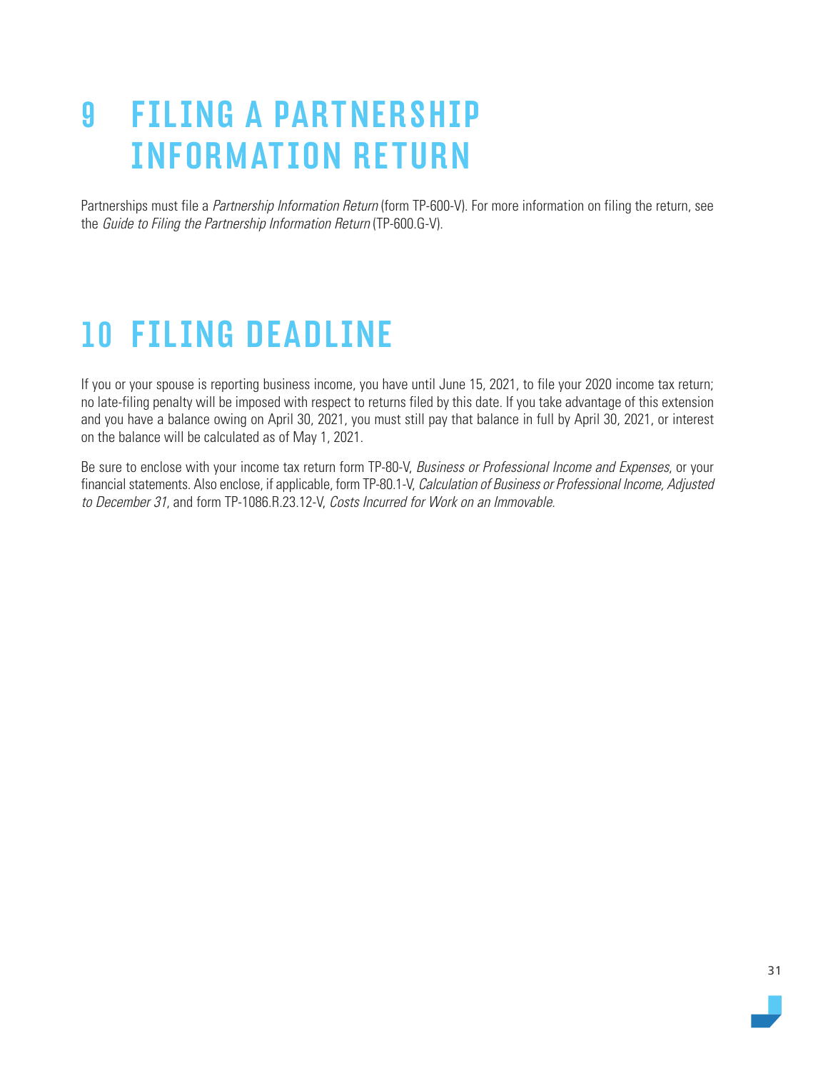# 9 FILING A PARTNERSHIP INFORMATION RETURN

Partnerships must file a *Partnership Information Return* (form TP-600-V). For more information on filing the return, see the *Guide to Filing the Partnership Information Return* (TP-600.G-V).

# 10 FILING DEADLINE

If you or your spouse is reporting business income, you have until June 15, 2021, to file your 2020 income tax return; no late-filing penalty will be imposed with respect to returns filed by this date. If you take advantage of this extension and you have a balance owing on April 30, 2021, you must still pay that balance in full by April 30, 2021, or interest on the balance will be calculated as of May 1, 2021.

Be sure to enclose with your income tax return form TP-80-V, *Business or Professional Income and Expenses*, or your financial statements. Also enclose, if applicable, form TP-80.1-V, *Calculation of Business or Professional Income, Adjusted to December 31*, and form TP-1086.R.23.12-V, *Costs Incurred for Work on an Immovable*.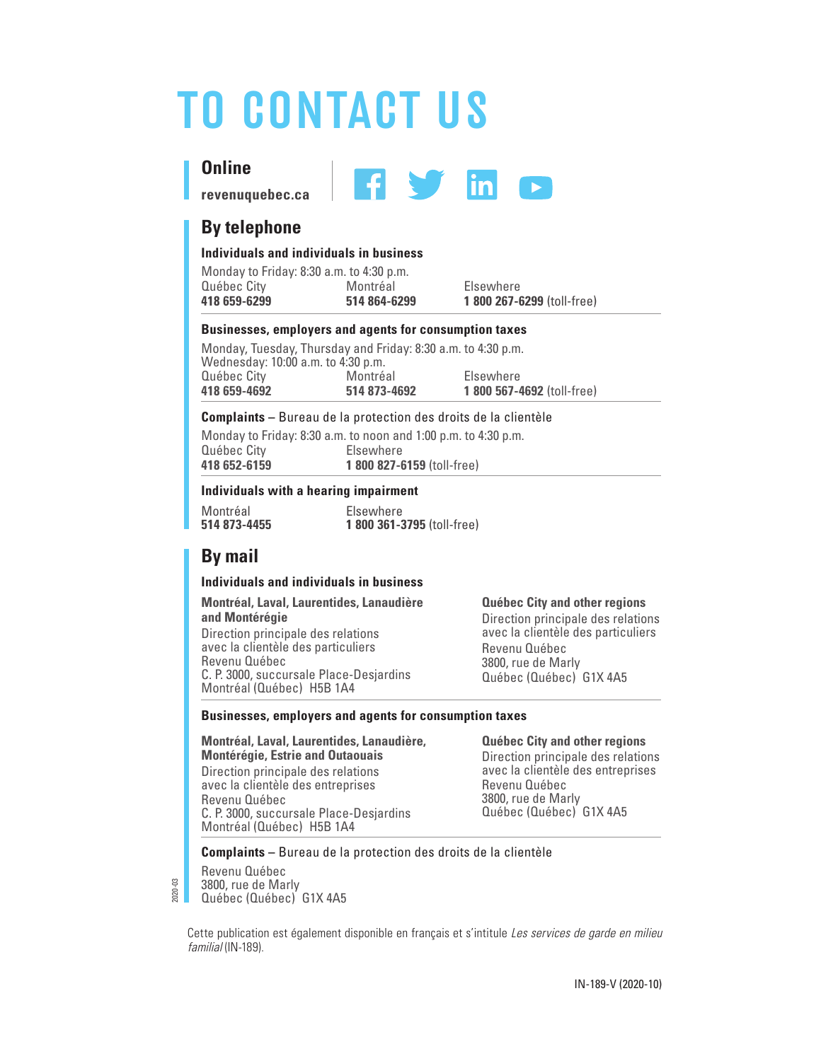# TO CONTACT US

## Online

**revenuquebec.ca**

## By telephone

### Individuals and individuals in business

Monday to Friday: 8:30 a.m. to 4:30 p.m.

| Québec City | Montréal | Elsewhere |
|---|---|---|
| **418 659-6299** | **514 864-6299** | **1 800 267-6299** (toll-free) |

### Businesses, employers and agents for consumption taxes

Monday, Tuesday, Thursday and Friday: 8:30 a.m. to 4:30 p.m.
Wednesday: 10:00 a.m. to 4:30 p.m.

| Québec City | Montréal | Elsewhere |
|---|---|---|
| **418 659-4692** | **514 873-4692** | **1 800 567-4692** (toll-free) |

### **Complaints** – Bureau de la protection des droits de la clientèle

Monday to Friday: 8:30 a.m. to noon and 1:00 p.m. to 4:30 p.m.

| Québec City | Elsewhere |
|---|---|
| **418 652-6159** | **1 800 827-6159** (toll-free) |

### Individuals with a hearing impairment

| Montréal | Elsewhere |
|---|---|
| **514 873-4455** | **1 800 361-3795** (toll-free) |

## By mail

### Individuals and individuals in business

**Montréal, Laval, Laurentides, Lanaudière and Montérégie**
Direction principale des relations avec la clientèle des particuliers
Revenu Québec
C. P. 3000, succursale Place-Desjardins
Montréal (Québec) H5B 1A4

**Québec City and other regions**
Direction principale des relations avec la clientèle des particuliers
Revenu Québec
3800, rue de Marly
Québec (Québec) G1X 4A5

### Businesses, employers and agents for consumption taxes

**Montréal, Laval, Laurentides, Lanaudière, Montérégie, Estrie and Outaouais**
Direction principale des relations avec la clientèle des entreprises
Revenu Québec
C. P. 3000, succursale Place-Desjardins
Montréal (Québec) H5B 1A4

**Québec City and other regions**
Direction principale des relations avec la clientèle des entreprises
Revenu Québec
3800, rue de Marly
Québec (Québec) G1X 4A5

### **Complaints** – Bureau de la protection des droits de la clientèle

Revenu Québec
3800, rue de Marly
Québec (Québec) G1X 4A5

2020-03

Cette publication est également disponible en français et s'intitule *Les services de garde en milieu familial* (IN-189).

IN-189-V (2020-10)